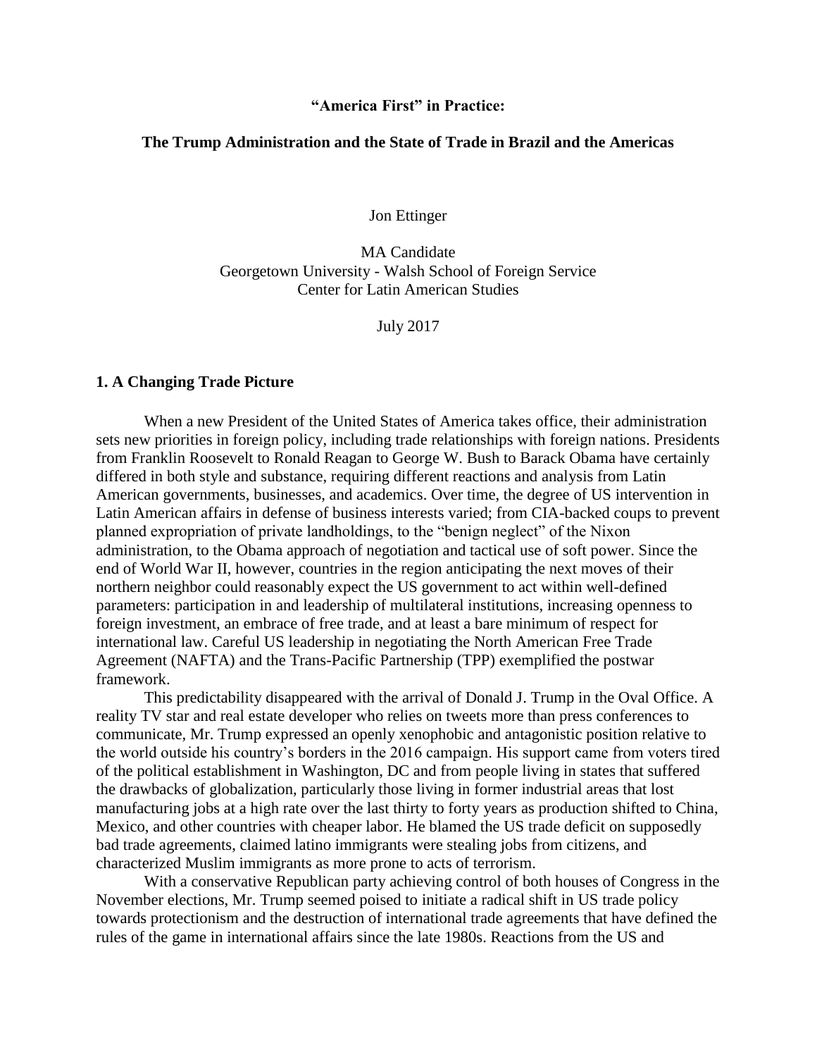# "America First" in Practice:

## The Trump Administration and the State of Trade in Brazil and the Americas

Jon Ettinger

MA Candidate
Georgetown University - Walsh School of Foreign Service
Center for Latin American Studies

July 2017

### 1. A Changing Trade Picture

When a new President of the United States of America takes office, their administration sets new priorities in foreign policy, including trade relationships with foreign nations. Presidents from Franklin Roosevelt to Ronald Reagan to George W. Bush to Barack Obama have certainly differed in both style and substance, requiring different reactions and analysis from Latin American governments, businesses, and academics. Over time, the degree of US intervention in Latin American affairs in defense of business interests varied; from CIA-backed coups to prevent planned expropriation of private landholdings, to the "benign neglect" of the Nixon administration, to the Obama approach of negotiation and tactical use of soft power. Since the end of World War II, however, countries in the region anticipating the next moves of their northern neighbor could reasonably expect the US government to act within well-defined parameters: participation in and leadership of multilateral institutions, increasing openness to foreign investment, an embrace of free trade, and at least a bare minimum of respect for international law. Careful US leadership in negotiating the North American Free Trade Agreement (NAFTA) and the Trans-Pacific Partnership (TPP) exemplified the postwar framework.

This predictability disappeared with the arrival of Donald J. Trump in the Oval Office. A reality TV star and real estate developer who relies on tweets more than press conferences to communicate, Mr. Trump expressed an openly xenophobic and antagonistic position relative to the world outside his country's borders in the 2016 campaign. His support came from voters tired of the political establishment in Washington, DC and from people living in states that suffered the drawbacks of globalization, particularly those living in former industrial areas that lost manufacturing jobs at a high rate over the last thirty to forty years as production shifted to China, Mexico, and other countries with cheaper labor. He blamed the US trade deficit on supposedly bad trade agreements, claimed latino immigrants were stealing jobs from citizens, and characterized Muslim immigrants as more prone to acts of terrorism.

With a conservative Republican party achieving control of both houses of Congress in the November elections, Mr. Trump seemed poised to initiate a radical shift in US trade policy towards protectionism and the destruction of international trade agreements that have defined the rules of the game in international affairs since the late 1980s. Reactions from the US and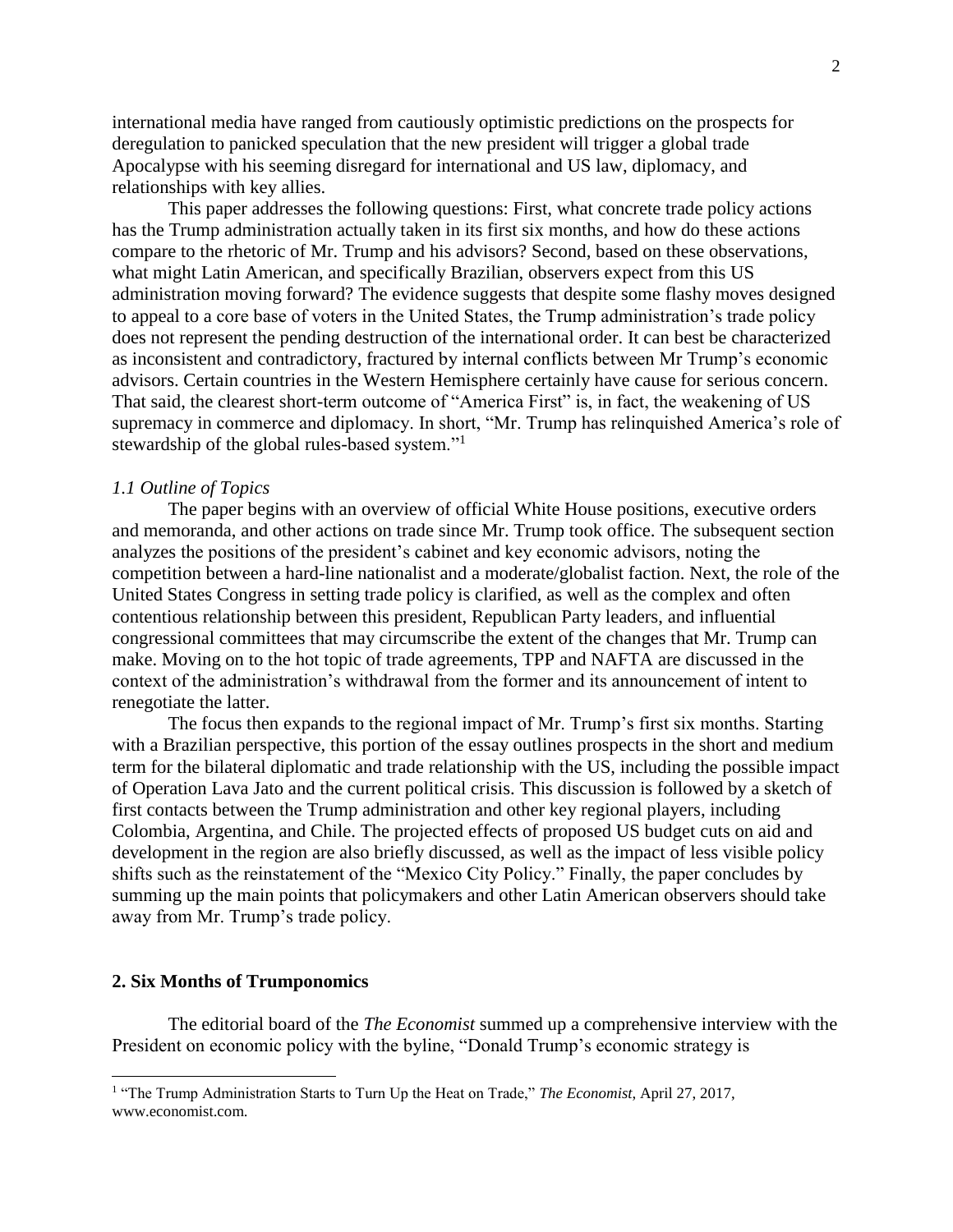international media have ranged from cautiously optimistic predictions on the prospects for deregulation to panicked speculation that the new president will trigger a global trade Apocalypse with his seeming disregard for international and US law, diplomacy, and relationships with key allies.

This paper addresses the following questions: First, what concrete trade policy actions has the Trump administration actually taken in its first six months, and how do these actions compare to the rhetoric of Mr. Trump and his advisors? Second, based on these observations, what might Latin American, and specifically Brazilian, observers expect from this US administration moving forward? The evidence suggests that despite some flashy moves designed to appeal to a core base of voters in the United States, the Trump administration's trade policy does not represent the pending destruction of the international order. It can best be characterized as inconsistent and contradictory, fractured by internal conflicts between Mr Trump's economic advisors. Certain countries in the Western Hemisphere certainly have cause for serious concern. That said, the clearest short-term outcome of "America First" is, in fact, the weakening of US supremacy in commerce and diplomacy. In short, "Mr. Trump has relinquished America's role of stewardship of the global rules-based system."[1]

### *1.1 Outline of Topics*

The paper begins with an overview of official White House positions, executive orders and memoranda, and other actions on trade since Mr. Trump took office. The subsequent section analyzes the positions of the president's cabinet and key economic advisors, noting the competition between a hard-line nationalist and a moderate/globalist faction. Next, the role of the United States Congress in setting trade policy is clarified, as well as the complex and often contentious relationship between this president, Republican Party leaders, and influential congressional committees that may circumscribe the extent of the changes that Mr. Trump can make. Moving on to the hot topic of trade agreements, TPP and NAFTA are discussed in the context of the administration's withdrawal from the former and its announcement of intent to renegotiate the latter.

The focus then expands to the regional impact of Mr. Trump's first six months. Starting with a Brazilian perspective, this portion of the essay outlines prospects in the short and medium term for the bilateral diplomatic and trade relationship with the US, including the possible impact of Operation Lava Jato and the current political crisis. This discussion is followed by a sketch of first contacts between the Trump administration and other key regional players, including Colombia, Argentina, and Chile. The projected effects of proposed US budget cuts on aid and development in the region are also briefly discussed, as well as the impact of less visible policy shifts such as the reinstatement of the "Mexico City Policy." Finally, the paper concludes by summing up the main points that policymakers and other Latin American observers should take away from Mr. Trump's trade policy.

## 2. Six Months of Trumponomics

The editorial board of the *The Economist* summed up a comprehensive interview with the President on economic policy with the byline, "Donald Trump's economic strategy is

---

[1] "The Trump Administration Starts to Turn Up the Heat on Trade," *The Economist*, April 27, 2017, www.economist.com.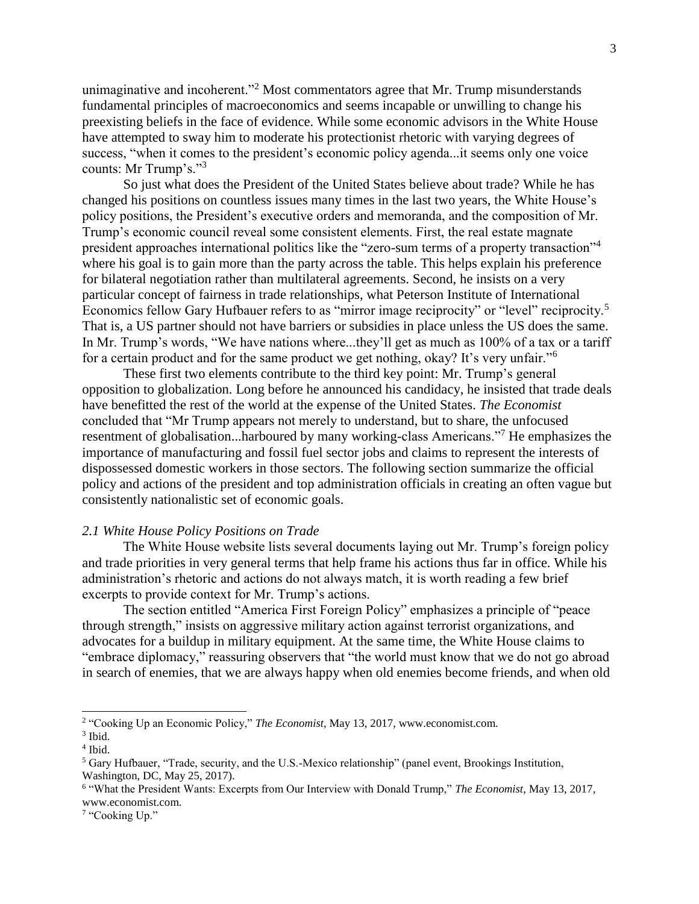unimaginative and incoherent."[2] Most commentators agree that Mr. Trump misunderstands fundamental principles of macroeconomics and seems incapable or unwilling to change his preexisting beliefs in the face of evidence. While some economic advisors in the White House have attempted to sway him to moderate his protectionist rhetoric with varying degrees of success, "when it comes to the president's economic policy agenda...it seems only one voice counts: Mr Trump's."[3]

So just what does the President of the United States believe about trade? While he has changed his positions on countless issues many times in the last two years, the White House's policy positions, the President's executive orders and memoranda, and the composition of Mr. Trump's economic council reveal some consistent elements. First, the real estate magnate president approaches international politics like the "zero-sum terms of a property transaction"[4] where his goal is to gain more than the party across the table. This helps explain his preference for bilateral negotiation rather than multilateral agreements. Second, he insists on a very particular concept of fairness in trade relationships, what Peterson Institute of International Economics fellow Gary Hufbauer refers to as "mirror image reciprocity" or "level" reciprocity.[5] That is, a US partner should not have barriers or subsidies in place unless the US does the same. In Mr. Trump's words, "We have nations where...they'll get as much as 100% of a tax or a tariff for a certain product and for the same product we get nothing, okay? It's very unfair."[6]

These first two elements contribute to the third key point: Mr. Trump's general opposition to globalization. Long before he announced his candidacy, he insisted that trade deals have benefitted the rest of the world at the expense of the United States. *The Economist* concluded that "Mr Trump appears not merely to understand, but to share, the unfocused resentment of globalisation...harboured by many working-class Americans."[7] He emphasizes the importance of manufacturing and fossil fuel sector jobs and claims to represent the interests of dispossessed domestic workers in those sectors. The following section summarize the official policy and actions of the president and top administration officials in creating an often vague but consistently nationalistic set of economic goals.

### *2.1 White House Policy Positions on Trade*

The White House website lists several documents laying out Mr. Trump's foreign policy and trade priorities in very general terms that help frame his actions thus far in office. While his administration's rhetoric and actions do not always match, it is worth reading a few brief excerpts to provide context for Mr. Trump's actions.

The section entitled "America First Foreign Policy" emphasizes a principle of "peace through strength," insists on aggressive military action against terrorist organizations, and advocates for a buildup in military equipment. At the same time, the White House claims to "embrace diplomacy," reassuring observers that "the world must know that we do not go abroad in search of enemies, that we are always happy when old enemies become friends, and when old

---

[2] "Cooking Up an Economic Policy," *The Economist*, May 13, 2017, www.economist.com.

[3] Ibid.

[4] Ibid.

[5] Gary Hufbauer, "Trade, security, and the U.S.-Mexico relationship" (panel event, Brookings Institution, Washington, DC, May 25, 2017).

[6] "What the President Wants: Excerpts from Our Interview with Donald Trump," *The Economist*, May 13, 2017, www.economist.com.

[7] "Cooking Up."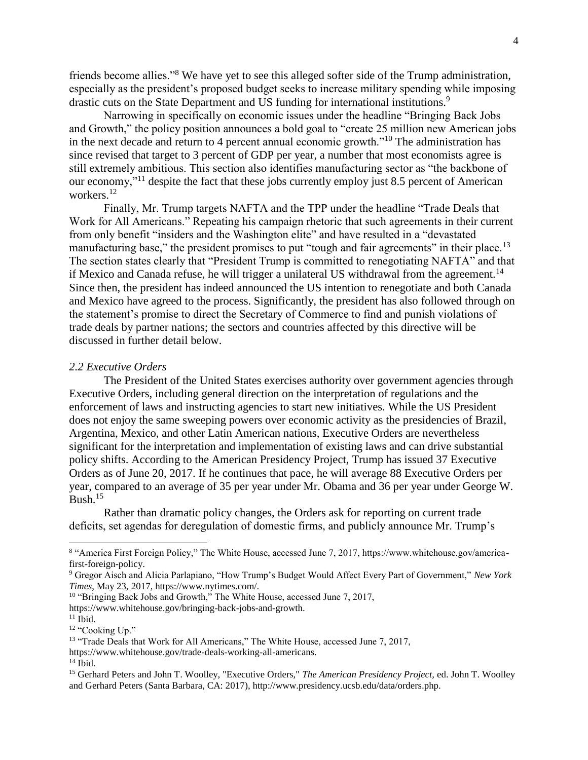friends become allies."[8] We have yet to see this alleged softer side of the Trump administration, especially as the president's proposed budget seeks to increase military spending while imposing drastic cuts on the State Department and US funding for international institutions.[9]

Narrowing in specifically on economic issues under the headline "Bringing Back Jobs and Growth," the policy position announces a bold goal to "create 25 million new American jobs in the next decade and return to 4 percent annual economic growth."[10] The administration has since revised that target to 3 percent of GDP per year, a number that most economists agree is still extremely ambitious. This section also identifies manufacturing sector as "the backbone of our economy,"[11] despite the fact that these jobs currently employ just 8.5 percent of American workers.[12]

Finally, Mr. Trump targets NAFTA and the TPP under the headline "Trade Deals that Work for All Americans." Repeating his campaign rhetoric that such agreements in their current from only benefit "insiders and the Washington elite" and have resulted in a "devastated manufacturing base," the president promises to put "tough and fair agreements" in their place.[13] The section states clearly that "President Trump is committed to renegotiating NAFTA" and that if Mexico and Canada refuse, he will trigger a unilateral US withdrawal from the agreement.[14] Since then, the president has indeed announced the US intention to renegotiate and both Canada and Mexico have agreed to the process. Significantly, the president has also followed through on the statement's promise to direct the Secretary of Commerce to find and punish violations of trade deals by partner nations; the sectors and countries affected by this directive will be discussed in further detail below.

### *2.2 Executive Orders*

The President of the United States exercises authority over government agencies through Executive Orders, including general direction on the interpretation of regulations and the enforcement of laws and instructing agencies to start new initiatives. While the US President does not enjoy the same sweeping powers over economic activity as the presidencies of Brazil, Argentina, Mexico, and other Latin American nations, Executive Orders are nevertheless significant for the interpretation and implementation of existing laws and can drive substantial policy shifts. According to the American Presidency Project, Trump has issued 37 Executive Orders as of June 20, 2017. If he continues that pace, he will average 88 Executive Orders per year, compared to an average of 35 per year under Mr. Obama and 36 per year under George W. Bush.[15]

Rather than dramatic policy changes, the Orders ask for reporting on current trade deficits, set agendas for deregulation of domestic firms, and publicly announce Mr. Trump's

---

[8] "America First Foreign Policy," The White House, accessed June 7, 2017, https://www.whitehouse.gov/america-first-foreign-policy.

[9] Gregor Aisch and Alicia Parlapiano, "How Trump's Budget Would Affect Every Part of Government," *New York Times*, May 23, 2017, https://www.nytimes.com/.

[10] "Bringing Back Jobs and Growth," The White House, accessed June 7, 2017, https://www.whitehouse.gov/bringing-back-jobs-and-growth.

[11] Ibid.

[12] "Cooking Up."

[13] "Trade Deals that Work for All Americans," The White House, accessed June 7, 2017, https://www.whitehouse.gov/trade-deals-working-all-americans.

[14] Ibid.

[15] Gerhard Peters and John T. Woolley, "Executive Orders," *The American Presidency Project*, ed. John T. Woolley and Gerhard Peters (Santa Barbara, CA: 2017), http://www.presidency.ucsb.edu/data/orders.php.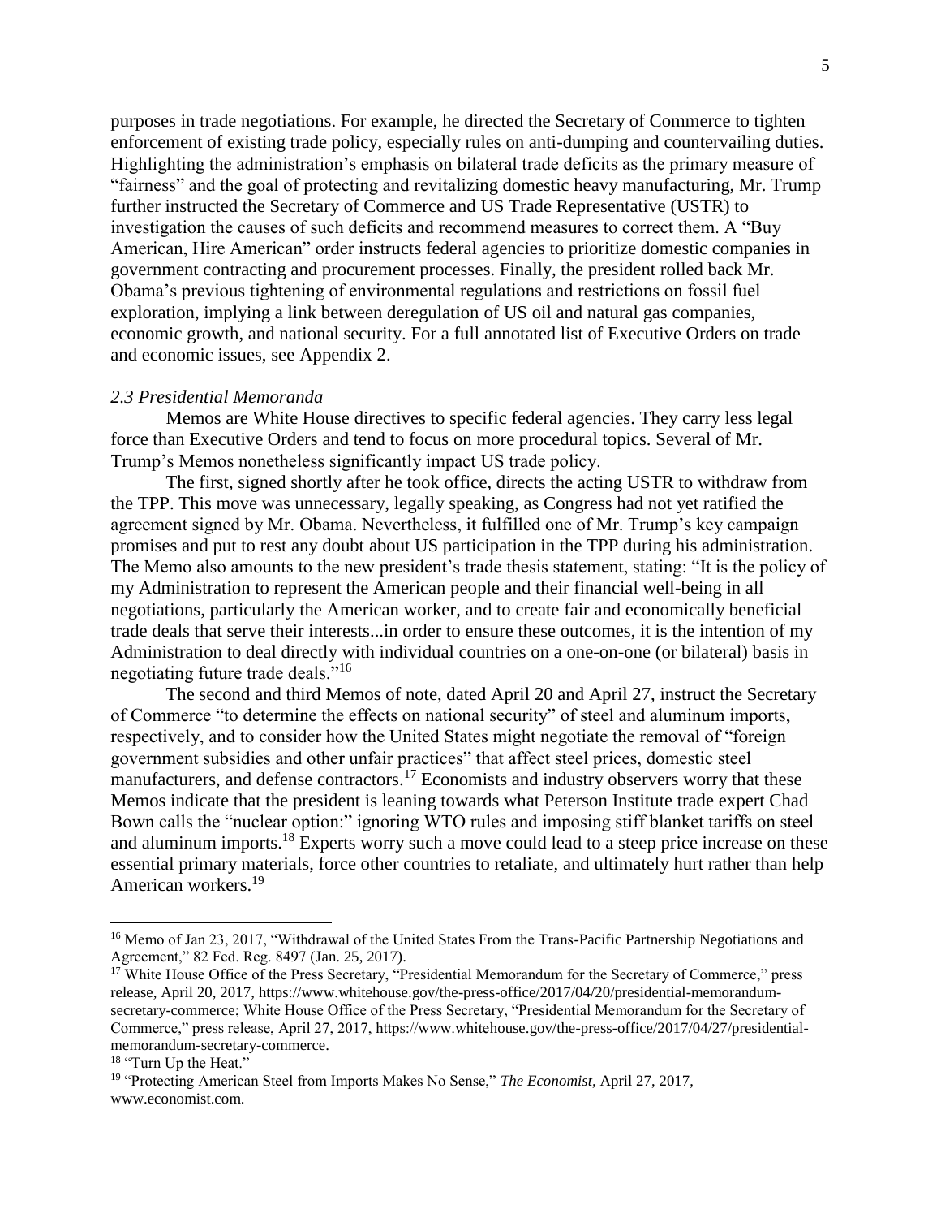purposes in trade negotiations. For example, he directed the Secretary of Commerce to tighten enforcement of existing trade policy, especially rules on anti-dumping and countervailing duties. Highlighting the administration's emphasis on bilateral trade deficits as the primary measure of "fairness" and the goal of protecting and revitalizing domestic heavy manufacturing, Mr. Trump further instructed the Secretary of Commerce and US Trade Representative (USTR) to investigation the causes of such deficits and recommend measures to correct them. A "Buy American, Hire American" order instructs federal agencies to prioritize domestic companies in government contracting and procurement processes. Finally, the president rolled back Mr. Obama's previous tightening of environmental regulations and restrictions on fossil fuel exploration, implying a link between deregulation of US oil and natural gas companies, economic growth, and national security. For a full annotated list of Executive Orders on trade and economic issues, see Appendix 2.

### *2.3 Presidential Memoranda*

Memos are White House directives to specific federal agencies. They carry less legal force than Executive Orders and tend to focus on more procedural topics. Several of Mr. Trump's Memos nonetheless significantly impact US trade policy.

The first, signed shortly after he took office, directs the acting USTR to withdraw from the TPP. This move was unnecessary, legally speaking, as Congress had not yet ratified the agreement signed by Mr. Obama. Nevertheless, it fulfilled one of Mr. Trump's key campaign promises and put to rest any doubt about US participation in the TPP during his administration. The Memo also amounts to the new president's trade thesis statement, stating: "It is the policy of my Administration to represent the American people and their financial well-being in all negotiations, particularly the American worker, and to create fair and economically beneficial trade deals that serve their interests...in order to ensure these outcomes, it is the intention of my Administration to deal directly with individual countries on a one-on-one (or bilateral) basis in negotiating future trade deals."[16]

The second and third Memos of note, dated April 20 and April 27, instruct the Secretary of Commerce "to determine the effects on national security" of steel and aluminum imports, respectively, and to consider how the United States might negotiate the removal of "foreign government subsidies and other unfair practices" that affect steel prices, domestic steel manufacturers, and defense contractors.[17] Economists and industry observers worry that these Memos indicate that the president is leaning towards what Peterson Institute trade expert Chad Bown calls the "nuclear option:" ignoring WTO rules and imposing stiff blanket tariffs on steel and aluminum imports.[18] Experts worry such a move could lead to a steep price increase on these essential primary materials, force other countries to retaliate, and ultimately hurt rather than help American workers.[19]

---

[16] Memo of Jan 23, 2017, "Withdrawal of the United States From the Trans-Pacific Partnership Negotiations and Agreement," 82 Fed. Reg. 8497 (Jan. 25, 2017).

[17] White House Office of the Press Secretary, "Presidential Memorandum for the Secretary of Commerce," press release, April 20, 2017, https://www.whitehouse.gov/the-press-office/2017/04/20/presidential-memorandum-secretary-commerce; White House Office of the Press Secretary, "Presidential Memorandum for the Secretary of Commerce," press release, April 27, 2017, https://www.whitehouse.gov/the-press-office/2017/04/27/presidential-memorandum-secretary-commerce.

[18] "Turn Up the Heat."

[19] "Protecting American Steel from Imports Makes No Sense," *The Economist,* April 27, 2017, www.economist.com.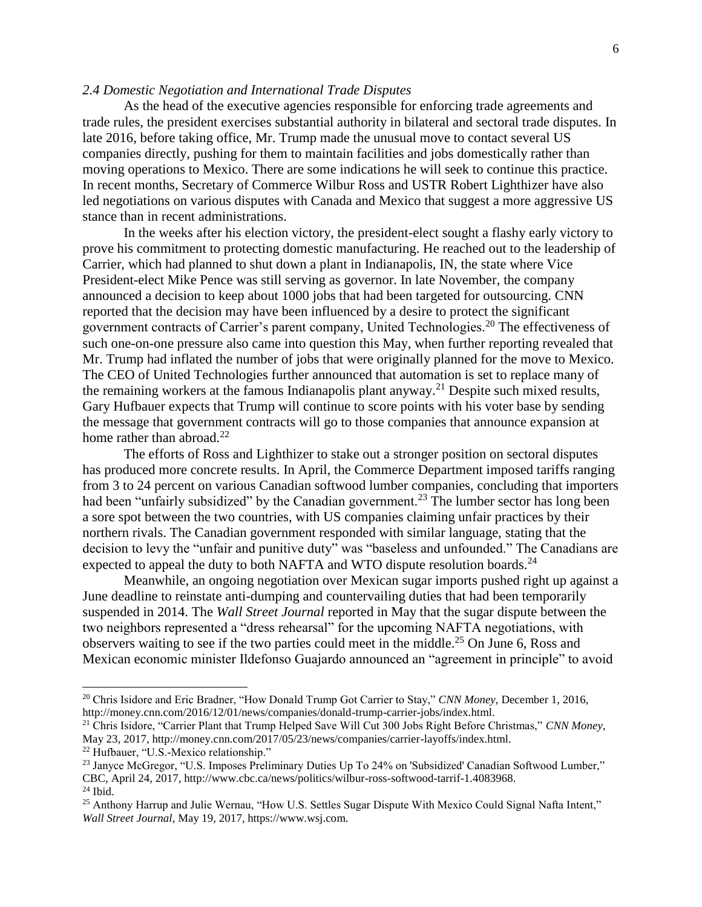### *2.4 Domestic Negotiation and International Trade Disputes*

As the head of the executive agencies responsible for enforcing trade agreements and trade rules, the president exercises substantial authority in bilateral and sectoral trade disputes. In late 2016, before taking office, Mr. Trump made the unusual move to contact several US companies directly, pushing for them to maintain facilities and jobs domestically rather than moving operations to Mexico. There are some indications he will seek to continue this practice. In recent months, Secretary of Commerce Wilbur Ross and USTR Robert Lighthizer have also led negotiations on various disputes with Canada and Mexico that suggest a more aggressive US stance than in recent administrations.

In the weeks after his election victory, the president-elect sought a flashy early victory to prove his commitment to protecting domestic manufacturing. He reached out to the leadership of Carrier, which had planned to shut down a plant in Indianapolis, IN, the state where Vice President-elect Mike Pence was still serving as governor. In late November, the company announced a decision to keep about 1000 jobs that had been targeted for outsourcing. CNN reported that the decision may have been influenced by a desire to protect the significant government contracts of Carrier's parent company, United Technologies.[20] The effectiveness of such one-on-one pressure also came into question this May, when further reporting revealed that Mr. Trump had inflated the number of jobs that were originally planned for the move to Mexico. The CEO of United Technologies further announced that automation is set to replace many of the remaining workers at the famous Indianapolis plant anyway.[21] Despite such mixed results, Gary Hufbauer expects that Trump will continue to score points with his voter base by sending the message that government contracts will go to those companies that announce expansion at home rather than abroad.[22]

The efforts of Ross and Lighthizer to stake out a stronger position on sectoral disputes has produced more concrete results. In April, the Commerce Department imposed tariffs ranging from 3 to 24 percent on various Canadian softwood lumber companies, concluding that importers had been "unfairly subsidized" by the Canadian government.[23] The lumber sector has long been a sore spot between the two countries, with US companies claiming unfair practices by their northern rivals. The Canadian government responded with similar language, stating that the decision to levy the "unfair and punitive duty" was "baseless and unfounded." The Canadians are expected to appeal the duty to both NAFTA and WTO dispute resolution boards.[24]

Meanwhile, an ongoing negotiation over Mexican sugar imports pushed right up against a June deadline to reinstate anti-dumping and countervailing duties that had been temporarily suspended in 2014. The *Wall Street Journal* reported in May that the sugar dispute between the two neighbors represented a "dress rehearsal" for the upcoming NAFTA negotiations, with observers waiting to see if the two parties could meet in the middle.[25] On June 6, Ross and Mexican economic minister Ildefonso Guajardo announced an "agreement in principle" to avoid

---

[20] Chris Isidore and Eric Bradner, "How Donald Trump Got Carrier to Stay," *CNN Money*, December 1, 2016, http://money.cnn.com/2016/12/01/news/companies/donald-trump-carrier-jobs/index.html.

[21] Chris Isidore, "Carrier Plant that Trump Helped Save Will Cut 300 Jobs Right Before Christmas," *CNN Money*, May 23, 2017, http://money.cnn.com/2017/05/23/news/companies/carrier-layoffs/index.html.

[22] Hufbauer, "U.S.-Mexico relationship."

[23] Janyce McGregor, "U.S. Imposes Preliminary Duties Up To 24% on 'Subsidized' Canadian Softwood Lumber," CBC, April 24, 2017, http://www.cbc.ca/news/politics/wilbur-ross-softwood-tarrif-1.4083968.

[24] Ibid.

[25] Anthony Harrup and Julie Wernau, "How U.S. Settles Sugar Dispute With Mexico Could Signal Nafta Intent," *Wall Street Journal*, May 19, 2017, https://www.wsj.com.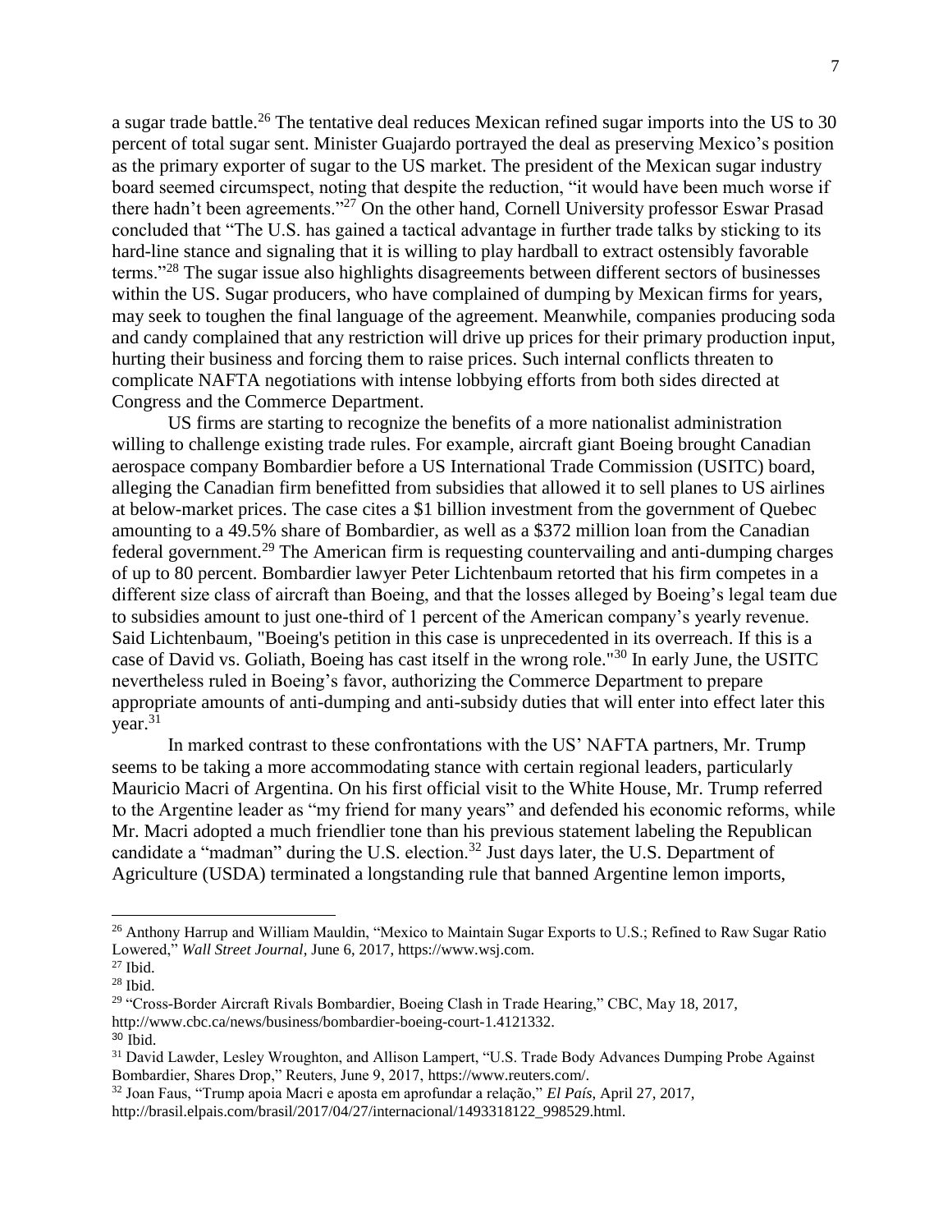a sugar trade battle.[26] The tentative deal reduces Mexican refined sugar imports into the US to 30 percent of total sugar sent. Minister Guajardo portrayed the deal as preserving Mexico's position as the primary exporter of sugar to the US market. The president of the Mexican sugar industry board seemed circumspect, noting that despite the reduction, "it would have been much worse if there hadn't been agreements."[27] On the other hand, Cornell University professor Eswar Prasad concluded that "The U.S. has gained a tactical advantage in further trade talks by sticking to its hard-line stance and signaling that it is willing to play hardball to extract ostensibly favorable terms."[28] The sugar issue also highlights disagreements between different sectors of businesses within the US. Sugar producers, who have complained of dumping by Mexican firms for years, may seek to toughen the final language of the agreement. Meanwhile, companies producing soda and candy complained that any restriction will drive up prices for their primary production input, hurting their business and forcing them to raise prices. Such internal conflicts threaten to complicate NAFTA negotiations with intense lobbying efforts from both sides directed at Congress and the Commerce Department.

US firms are starting to recognize the benefits of a more nationalist administration willing to challenge existing trade rules. For example, aircraft giant Boeing brought Canadian aerospace company Bombardier before a US International Trade Commission (USITC) board, alleging the Canadian firm benefitted from subsidies that allowed it to sell planes to US airlines at below-market prices. The case cites a $1 billion investment from the government of Quebec amounting to a 49.5% share of Bombardier, as well as a $372 million loan from the Canadian federal government.[29] The American firm is requesting countervailing and anti-dumping charges of up to 80 percent. Bombardier lawyer Peter Lichtenbaum retorted that his firm competes in a different size class of aircraft than Boeing, and that the losses alleged by Boeing's legal team due to subsidies amount to just one-third of 1 percent of the American company's yearly revenue. Said Lichtenbaum, "Boeing's petition in this case is unprecedented in its overreach. If this is a case of David vs. Goliath, Boeing has cast itself in the wrong role."[30] In early June, the USITC nevertheless ruled in Boeing's favor, authorizing the Commerce Department to prepare appropriate amounts of anti-dumping and anti-subsidy duties that will enter into effect later this year.[31]

In marked contrast to these confrontations with the US' NAFTA partners, Mr. Trump seems to be taking a more accommodating stance with certain regional leaders, particularly Mauricio Macri of Argentina. On his first official visit to the White House, Mr. Trump referred to the Argentine leader as "my friend for many years" and defended his economic reforms, while Mr. Macri adopted a much friendlier tone than his previous statement labeling the Republican candidate a "madman" during the U.S. election.[32] Just days later, the U.S. Department of Agriculture (USDA) terminated a longstanding rule that banned Argentine lemon imports,

---

[26] Anthony Harrup and William Mauldin, "Mexico to Maintain Sugar Exports to U.S.; Refined to Raw Sugar Ratio Lowered," *Wall Street Journal*, June 6, 2017, https://www.wsj.com.

[27] Ibid.

[28] Ibid.

[29] "Cross-Border Aircraft Rivals Bombardier, Boeing Clash in Trade Hearing," CBC, May 18, 2017, http://www.cbc.ca/news/business/bombardier-boeing-court-1.4121332.

[30] Ibid.

[31] David Lawder, Lesley Wroughton, and Allison Lampert, "U.S. Trade Body Advances Dumping Probe Against Bombardier, Shares Drop," Reuters, June 9, 2017, https://www.reuters.com/.

[32] Joan Faus, "Trump apoia Macri e aposta em aprofundar a relação," *El País*, April 27, 2017, http://brasil.elpais.com/brasil/2017/04/27/internacional/1493318122_998529.html.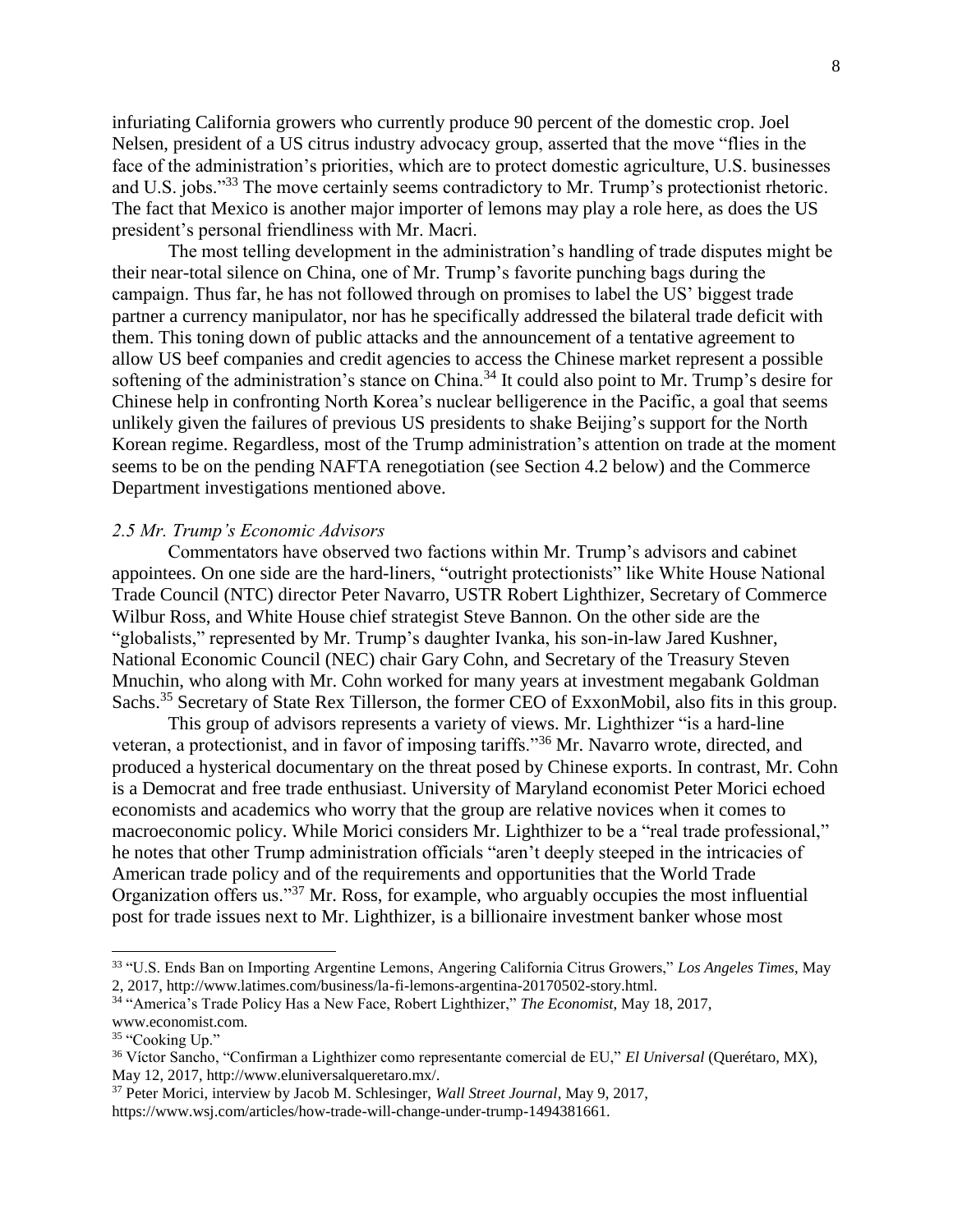infuriating California growers who currently produce 90 percent of the domestic crop. Joel Nelsen, president of a US citrus industry advocacy group, asserted that the move "flies in the face of the administration's priorities, which are to protect domestic agriculture, U.S. businesses and U.S. jobs."[33] The move certainly seems contradictory to Mr. Trump's protectionist rhetoric. The fact that Mexico is another major importer of lemons may play a role here, as does the US president's personal friendliness with Mr. Macri.

The most telling development in the administration's handling of trade disputes might be their near-total silence on China, one of Mr. Trump's favorite punching bags during the campaign. Thus far, he has not followed through on promises to label the US' biggest trade partner a currency manipulator, nor has he specifically addressed the bilateral trade deficit with them. This toning down of public attacks and the announcement of a tentative agreement to allow US beef companies and credit agencies to access the Chinese market represent a possible softening of the administration's stance on China.[34] It could also point to Mr. Trump's desire for Chinese help in confronting North Korea's nuclear belligerence in the Pacific, a goal that seems unlikely given the failures of previous US presidents to shake Beijing's support for the North Korean regime. Regardless, most of the Trump administration's attention on trade at the moment seems to be on the pending NAFTA renegotiation (see Section 4.2 below) and the Commerce Department investigations mentioned above.

### *2.5 Mr. Trump's Economic Advisors*

Commentators have observed two factions within Mr. Trump's advisors and cabinet appointees. On one side are the hard-liners, "outright protectionists" like White House National Trade Council (NTC) director Peter Navarro, USTR Robert Lighthizer, Secretary of Commerce Wilbur Ross, and White House chief strategist Steve Bannon. On the other side are the "globalists," represented by Mr. Trump's daughter Ivanka, his son-in-law Jared Kushner, National Economic Council (NEC) chair Gary Cohn, and Secretary of the Treasury Steven Mnuchin, who along with Mr. Cohn worked for many years at investment megabank Goldman Sachs.[35] Secretary of State Rex Tillerson, the former CEO of ExxonMobil, also fits in this group.

This group of advisors represents a variety of views. Mr. Lighthizer "is a hard-line veteran, a protectionist, and in favor of imposing tariffs."[36] Mr. Navarro wrote, directed, and produced a hysterical documentary on the threat posed by Chinese exports. In contrast, Mr. Cohn is a Democrat and free trade enthusiast. University of Maryland economist Peter Morici echoed economists and academics who worry that the group are relative novices when it comes to macroeconomic policy. While Morici considers Mr. Lighthizer to be a "real trade professional," he notes that other Trump administration officials "aren't deeply steeped in the intricacies of American trade policy and of the requirements and opportunities that the World Trade Organization offers us."[37] Mr. Ross, for example, who arguably occupies the most influential post for trade issues next to Mr. Lighthizer, is a billionaire investment banker whose most

---

[33] "U.S. Ends Ban on Importing Argentine Lemons, Angering California Citrus Growers," *Los Angeles Times*, May 2, 2017, http://www.latimes.com/business/la-fi-lemons-argentina-20170502-story.html.

[34] "America's Trade Policy Has a New Face, Robert Lighthizer," *The Economist*, May 18, 2017, www.economist.com.

[35] "Cooking Up."

[36] Víctor Sancho, "Confirman a Lighthizer como representante comercial de EU," *El Universal* (Querétaro, MX), May 12, 2017, http://www.eluniversalqueretaro.mx/.

[37] Peter Morici, interview by Jacob M. Schlesinger, *Wall Street Journal*, May 9, 2017, https://www.wsj.com/articles/how-trade-will-change-under-trump-1494381661.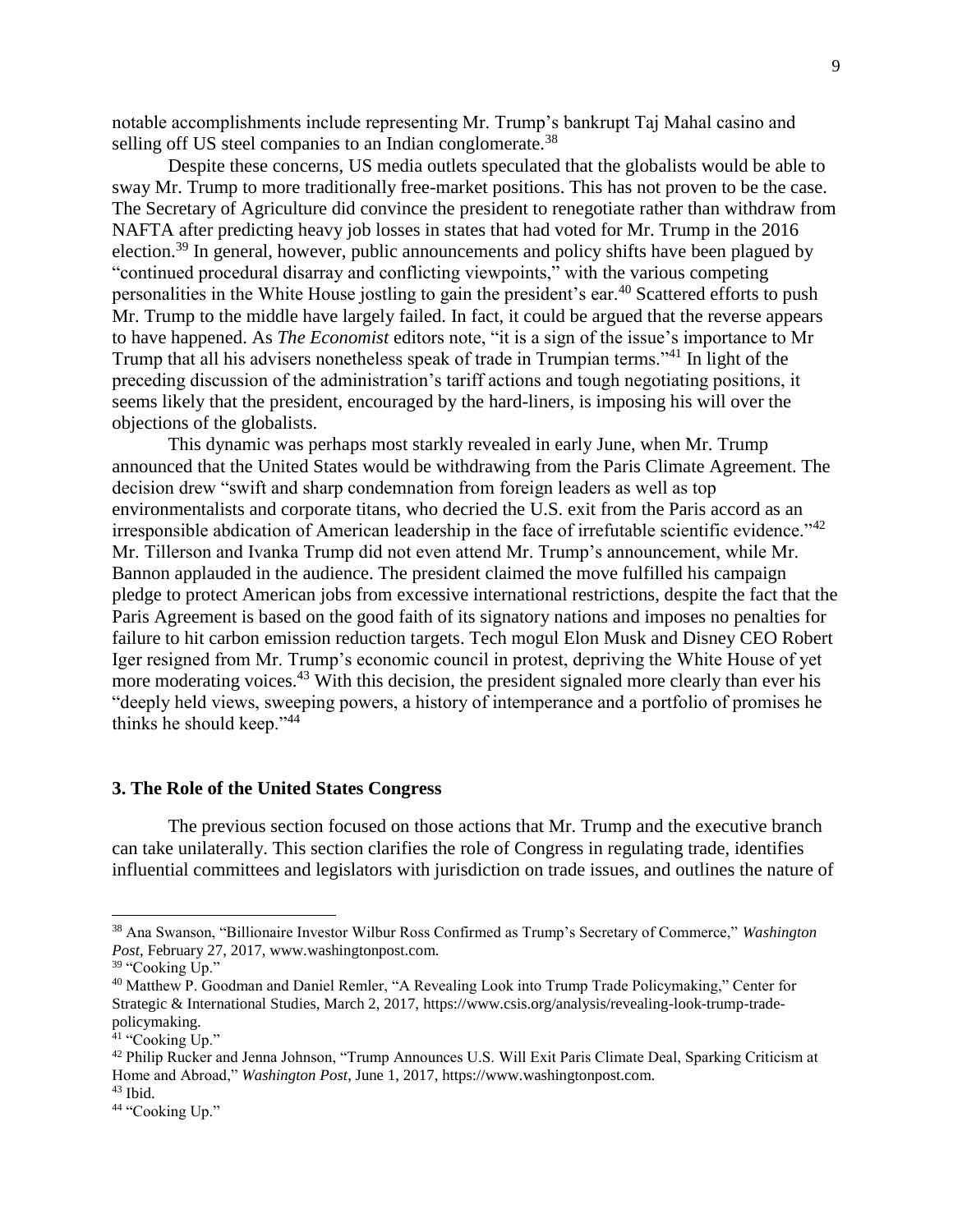notable accomplishments include representing Mr. Trump's bankrupt Taj Mahal casino and selling off US steel companies to an Indian conglomerate.[38]

Despite these concerns, US media outlets speculated that the globalists would be able to sway Mr. Trump to more traditionally free-market positions. This has not proven to be the case. The Secretary of Agriculture did convince the president to renegotiate rather than withdraw from NAFTA after predicting heavy job losses in states that had voted for Mr. Trump in the 2016 election.[39] In general, however, public announcements and policy shifts have been plagued by "continued procedural disarray and conflicting viewpoints," with the various competing personalities in the White House jostling to gain the president's ear.[40] Scattered efforts to push Mr. Trump to the middle have largely failed. In fact, it could be argued that the reverse appears to have happened. As *The Economist* editors note, "it is a sign of the issue's importance to Mr Trump that all his advisers nonetheless speak of trade in Trumpian terms."[41] In light of the preceding discussion of the administration's tariff actions and tough negotiating positions, it seems likely that the president, encouraged by the hard-liners, is imposing his will over the objections of the globalists.

This dynamic was perhaps most starkly revealed in early June, when Mr. Trump announced that the United States would be withdrawing from the Paris Climate Agreement. The decision drew "swift and sharp condemnation from foreign leaders as well as top environmentalists and corporate titans, who decried the U.S. exit from the Paris accord as an irresponsible abdication of American leadership in the face of irrefutable scientific evidence."[42] Mr. Tillerson and Ivanka Trump did not even attend Mr. Trump's announcement, while Mr. Bannon applauded in the audience. The president claimed the move fulfilled his campaign pledge to protect American jobs from excessive international restrictions, despite the fact that the Paris Agreement is based on the good faith of its signatory nations and imposes no penalties for failure to hit carbon emission reduction targets. Tech mogul Elon Musk and Disney CEO Robert Iger resigned from Mr. Trump's economic council in protest, depriving the White House of yet more moderating voices.[43] With this decision, the president signaled more clearly than ever his "deeply held views, sweeping powers, a history of intemperance and a portfolio of promises he thinks he should keep."[44]

### 3. The Role of the United States Congress

The previous section focused on those actions that Mr. Trump and the executive branch can take unilaterally. This section clarifies the role of Congress in regulating trade, identifies influential committees and legislators with jurisdiction on trade issues, and outlines the nature of

---

[38] Ana Swanson, "Billionaire Investor Wilbur Ross Confirmed as Trump's Secretary of Commerce," *Washington Post*, February 27, 2017, www.washingtonpost.com.

[39] "Cooking Up."

[40] Matthew P. Goodman and Daniel Remler, "A Revealing Look into Trump Trade Policymaking," Center for Strategic & International Studies, March 2, 2017, https://www.csis.org/analysis/revealing-look-trump-trade-policymaking.

[41] "Cooking Up."

[42] Philip Rucker and Jenna Johnson, "Trump Announces U.S. Will Exit Paris Climate Deal, Sparking Criticism at Home and Abroad," *Washington Post*, June 1, 2017, https://www.washingtonpost.com.

[43] Ibid.

[44] "Cooking Up."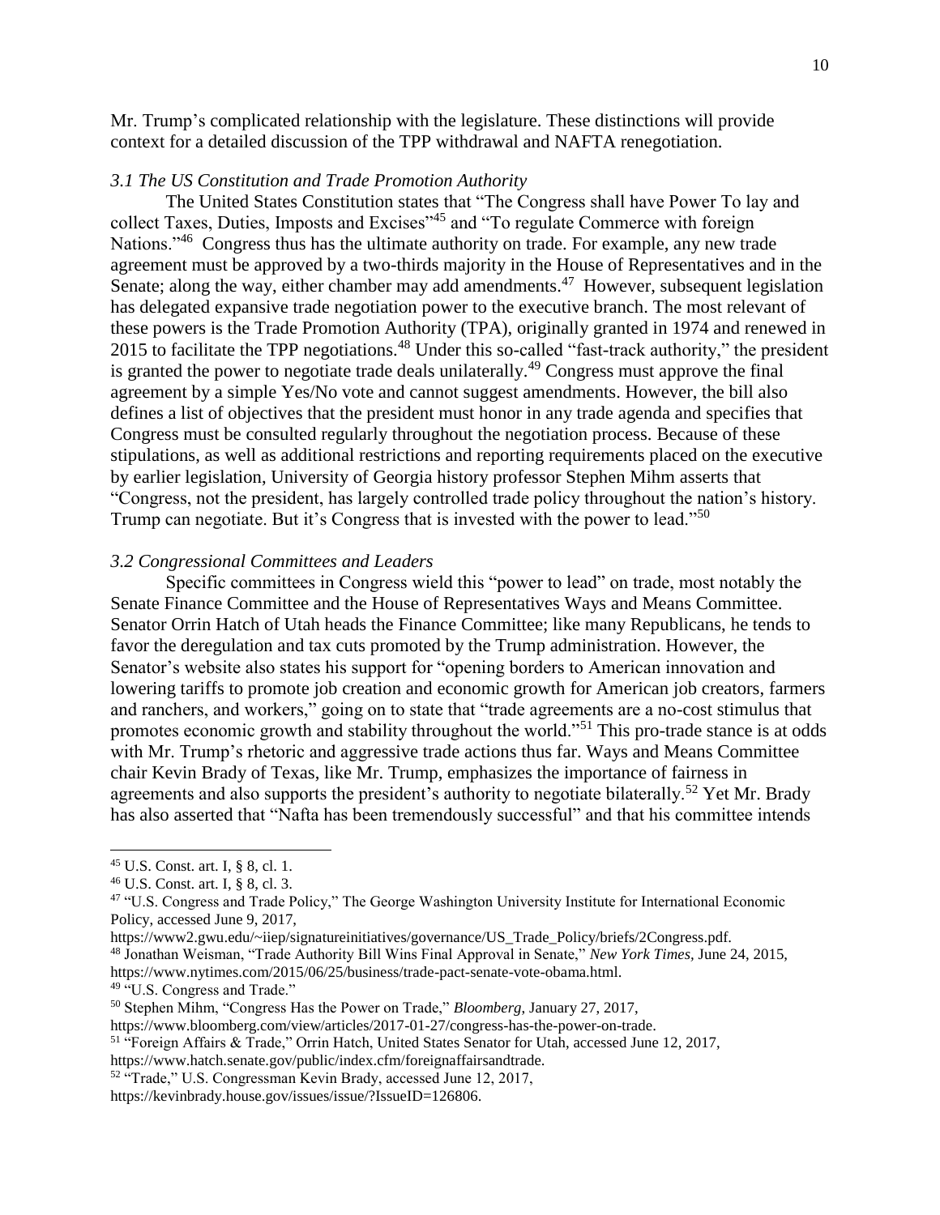Mr. Trump's complicated relationship with the legislature. These distinctions will provide context for a detailed discussion of the TPP withdrawal and NAFTA renegotiation.

### *3.1 The US Constitution and Trade Promotion Authority*

The United States Constitution states that "The Congress shall have Power To lay and collect Taxes, Duties, Imposts and Excises"[45] and "To regulate Commerce with foreign Nations."[46] Congress thus has the ultimate authority on trade. For example, any new trade agreement must be approved by a two-thirds majority in the House of Representatives and in the Senate; along the way, either chamber may add amendments.[47] However, subsequent legislation has delegated expansive trade negotiation power to the executive branch. The most relevant of these powers is the Trade Promotion Authority (TPA), originally granted in 1974 and renewed in 2015 to facilitate the TPP negotiations.[48] Under this so-called "fast-track authority," the president is granted the power to negotiate trade deals unilaterally.[49] Congress must approve the final agreement by a simple Yes/No vote and cannot suggest amendments. However, the bill also defines a list of objectives that the president must honor in any trade agenda and specifies that Congress must be consulted regularly throughout the negotiation process. Because of these stipulations, as well as additional restrictions and reporting requirements placed on the executive by earlier legislation, University of Georgia history professor Stephen Mihm asserts that "Congress, not the president, has largely controlled trade policy throughout the nation's history. Trump can negotiate. But it's Congress that is invested with the power to lead."[50]

### *3.2 Congressional Committees and Leaders*

Specific committees in Congress wield this "power to lead" on trade, most notably the Senate Finance Committee and the House of Representatives Ways and Means Committee. Senator Orrin Hatch of Utah heads the Finance Committee; like many Republicans, he tends to favor the deregulation and tax cuts promoted by the Trump administration. However, the Senator's website also states his support for "opening borders to American innovation and lowering tariffs to promote job creation and economic growth for American job creators, farmers and ranchers, and workers," going on to state that "trade agreements are a no-cost stimulus that promotes economic growth and stability throughout the world."[51] This pro-trade stance is at odds with Mr. Trump's rhetoric and aggressive trade actions thus far. Ways and Means Committee chair Kevin Brady of Texas, like Mr. Trump, emphasizes the importance of fairness in agreements and also supports the president's authority to negotiate bilaterally.[52] Yet Mr. Brady has also asserted that "Nafta has been tremendously successful" and that his committee intends

---

[45] U.S. Const. art. I, § 8, cl. 1.

[46] U.S. Const. art. I, § 8, cl. 3.

[47] "U.S. Congress and Trade Policy," The George Washington University Institute for International Economic Policy, accessed June 9, 2017, https://www2.gwu.edu/~iiep/signatureinitiatives/governance/US_Trade_Policy/briefs/2Congress.pdf.

[48] Jonathan Weisman, "Trade Authority Bill Wins Final Approval in Senate," *New York Times*, June 24, 2015, https://www.nytimes.com/2015/06/25/business/trade-pact-senate-vote-obama.html.

[49] "U.S. Congress and Trade."

[50] Stephen Mihm, "Congress Has the Power on Trade," *Bloomberg*, January 27, 2017, https://www.bloomberg.com/view/articles/2017-01-27/congress-has-the-power-on-trade.

[51] "Foreign Affairs & Trade," Orrin Hatch, United States Senator for Utah, accessed June 12, 2017, https://www.hatch.senate.gov/public/index.cfm/foreignaffairsandtrade.

[52] "Trade," U.S. Congressman Kevin Brady, accessed June 12, 2017, https://kevinbrady.house.gov/issues/issue/?IssueID=126806.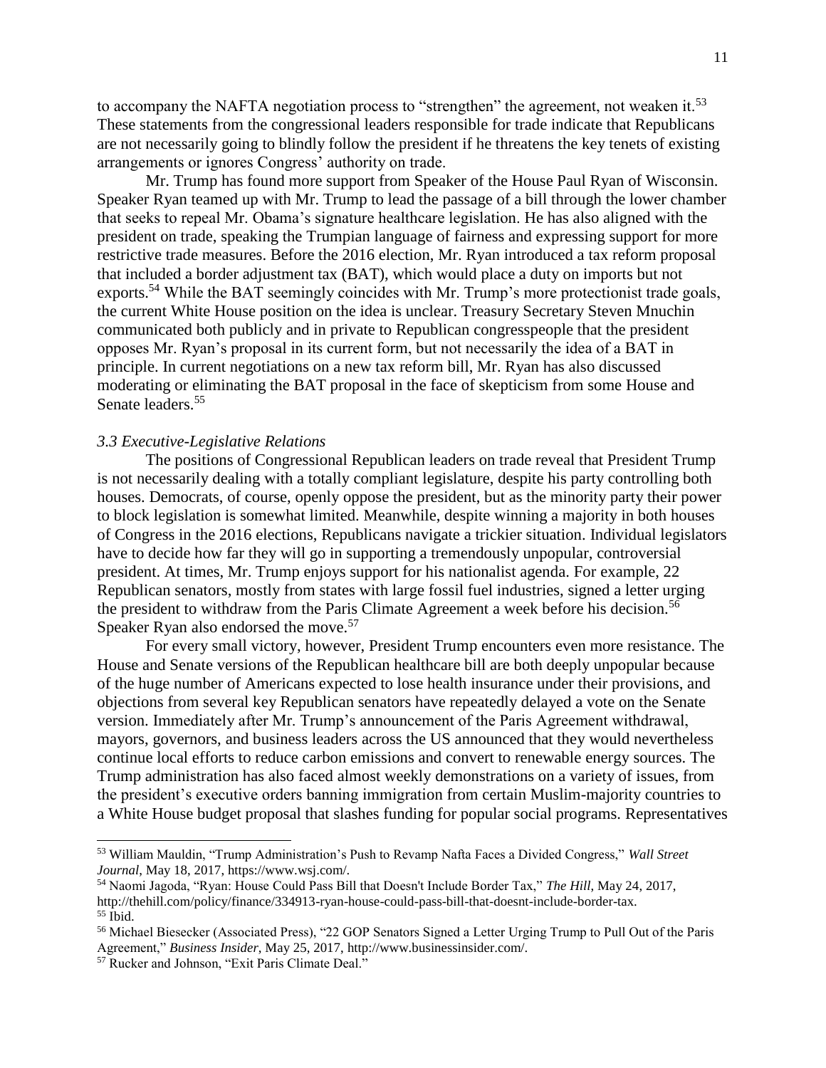to accompany the NAFTA negotiation process to "strengthen" the agreement, not weaken it.[53] These statements from the congressional leaders responsible for trade indicate that Republicans are not necessarily going to blindly follow the president if he threatens the key tenets of existing arrangements or ignores Congress' authority on trade.

Mr. Trump has found more support from Speaker of the House Paul Ryan of Wisconsin. Speaker Ryan teamed up with Mr. Trump to lead the passage of a bill through the lower chamber that seeks to repeal Mr. Obama's signature healthcare legislation. He has also aligned with the president on trade, speaking the Trumpian language of fairness and expressing support for more restrictive trade measures. Before the 2016 election, Mr. Ryan introduced a tax reform proposal that included a border adjustment tax (BAT), which would place a duty on imports but not exports.[54] While the BAT seemingly coincides with Mr. Trump's more protectionist trade goals, the current White House position on the idea is unclear. Treasury Secretary Steven Mnuchin communicated both publicly and in private to Republican congresspeople that the president opposes Mr. Ryan's proposal in its current form, but not necessarily the idea of a BAT in principle. In current negotiations on a new tax reform bill, Mr. Ryan has also discussed moderating or eliminating the BAT proposal in the face of skepticism from some House and Senate leaders.[55]

### *3.3 Executive-Legislative Relations*

The positions of Congressional Republican leaders on trade reveal that President Trump is not necessarily dealing with a totally compliant legislature, despite his party controlling both houses. Democrats, of course, openly oppose the president, but as the minority party their power to block legislation is somewhat limited. Meanwhile, despite winning a majority in both houses of Congress in the 2016 elections, Republicans navigate a trickier situation. Individual legislators have to decide how far they will go in supporting a tremendously unpopular, controversial president. At times, Mr. Trump enjoys support for his nationalist agenda. For example, 22 Republican senators, mostly from states with large fossil fuel industries, signed a letter urging the president to withdraw from the Paris Climate Agreement a week before his decision.[56] Speaker Ryan also endorsed the move.[57]

For every small victory, however, President Trump encounters even more resistance. The House and Senate versions of the Republican healthcare bill are both deeply unpopular because of the huge number of Americans expected to lose health insurance under their provisions, and objections from several key Republican senators have repeatedly delayed a vote on the Senate version. Immediately after Mr. Trump's announcement of the Paris Agreement withdrawal, mayors, governors, and business leaders across the US announced that they would nevertheless continue local efforts to reduce carbon emissions and convert to renewable energy sources. The Trump administration has also faced almost weekly demonstrations on a variety of issues, from the president's executive orders banning immigration from certain Muslim-majority countries to a White House budget proposal that slashes funding for popular social programs. Representatives

---

[53] William Mauldin, "Trump Administration's Push to Revamp Nafta Faces a Divided Congress," *Wall Street Journal*, May 18, 2017, https://www.wsj.com/.

[54] Naomi Jagoda, "Ryan: House Could Pass Bill that Doesn't Include Border Tax," *The Hill*, May 24, 2017, http://thehill.com/policy/finance/334913-ryan-house-could-pass-bill-that-doesnt-include-border-tax.

[55] Ibid.

[56] Michael Biesecker (Associated Press), "22 GOP Senators Signed a Letter Urging Trump to Pull Out of the Paris Agreement," *Business Insider*, May 25, 2017, http://www.businessinsider.com/.

[57] Rucker and Johnson, "Exit Paris Climate Deal."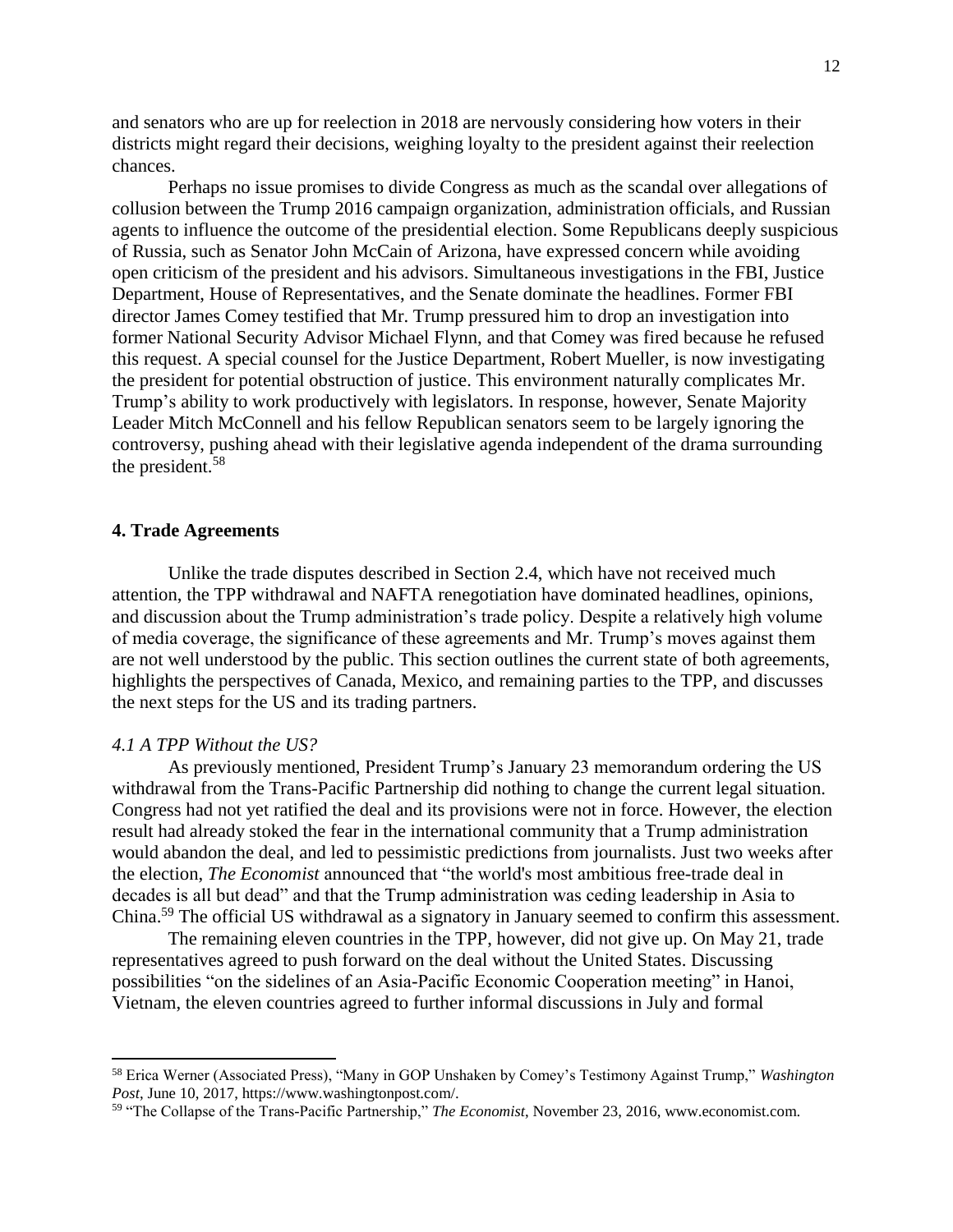and senators who are up for reelection in 2018 are nervously considering how voters in their districts might regard their decisions, weighing loyalty to the president against their reelection chances.

Perhaps no issue promises to divide Congress as much as the scandal over allegations of collusion between the Trump 2016 campaign organization, administration officials, and Russian agents to influence the outcome of the presidential election. Some Republicans deeply suspicious of Russia, such as Senator John McCain of Arizona, have expressed concern while avoiding open criticism of the president and his advisors. Simultaneous investigations in the FBI, Justice Department, House of Representatives, and the Senate dominate the headlines. Former FBI director James Comey testified that Mr. Trump pressured him to drop an investigation into former National Security Advisor Michael Flynn, and that Comey was fired because he refused this request. A special counsel for the Justice Department, Robert Mueller, is now investigating the president for potential obstruction of justice. This environment naturally complicates Mr. Trump's ability to work productively with legislators. In response, however, Senate Majority Leader Mitch McConnell and his fellow Republican senators seem to be largely ignoring the controversy, pushing ahead with their legislative agenda independent of the drama surrounding the president.[58]

## 4. Trade Agreements

Unlike the trade disputes described in Section 2.4, which have not received much attention, the TPP withdrawal and NAFTA renegotiation have dominated headlines, opinions, and discussion about the Trump administration's trade policy. Despite a relatively high volume of media coverage, the significance of these agreements and Mr. Trump's moves against them are not well understood by the public. This section outlines the current state of both agreements, highlights the perspectives of Canada, Mexico, and remaining parties to the TPP, and discusses the next steps for the US and its trading partners.

### *4.1 A TPP Without the US?*

As previously mentioned, President Trump's January 23 memorandum ordering the US withdrawal from the Trans-Pacific Partnership did nothing to change the current legal situation. Congress had not yet ratified the deal and its provisions were not in force. However, the election result had already stoked the fear in the international community that a Trump administration would abandon the deal, and led to pessimistic predictions from journalists. Just two weeks after the election, *The Economist* announced that "the world's most ambitious free-trade deal in decades is all but dead" and that the Trump administration was ceding leadership in Asia to China.[59] The official US withdrawal as a signatory in January seemed to confirm this assessment.

The remaining eleven countries in the TPP, however, did not give up. On May 21, trade representatives agreed to push forward on the deal without the United States. Discussing possibilities "on the sidelines of an Asia-Pacific Economic Cooperation meeting" in Hanoi, Vietnam, the eleven countries agreed to further informal discussions in July and formal

---

[58] Erica Werner (Associated Press), "Many in GOP Unshaken by Comey's Testimony Against Trump," *Washington Post*, June 10, 2017, https://www.washingtonpost.com/.

[59] "The Collapse of the Trans-Pacific Partnership," *The Economist*, November 23, 2016, www.economist.com.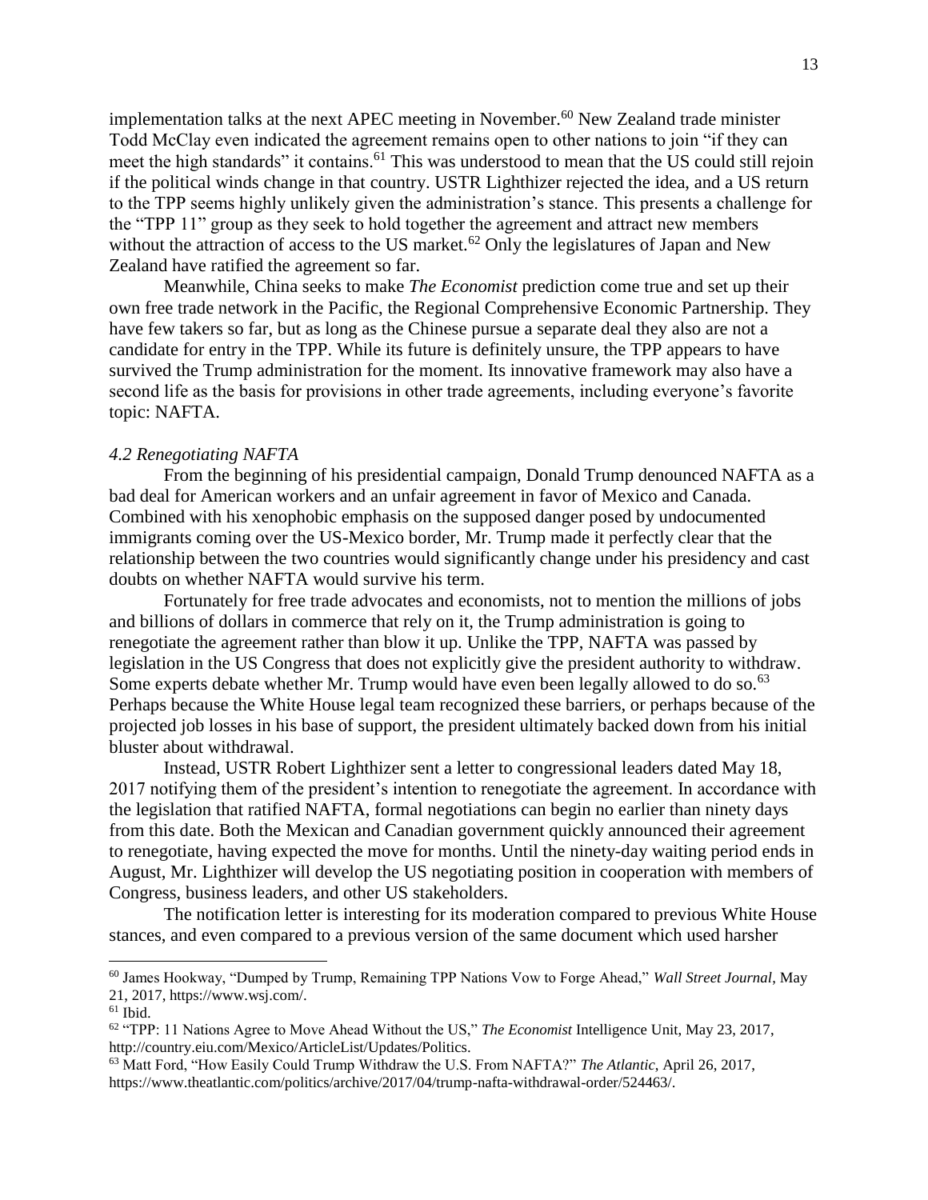implementation talks at the next APEC meeting in November.[60] New Zealand trade minister Todd McClay even indicated the agreement remains open to other nations to join "if they can meet the high standards" it contains.[61] This was understood to mean that the US could still rejoin if the political winds change in that country. USTR Lighthizer rejected the idea, and a US return to the TPP seems highly unlikely given the administration's stance. This presents a challenge for the "TPP 11" group as they seek to hold together the agreement and attract new members without the attraction of access to the US market.[62] Only the legislatures of Japan and New Zealand have ratified the agreement so far.

Meanwhile, China seeks to make *The Economist* prediction come true and set up their own free trade network in the Pacific, the Regional Comprehensive Economic Partnership. They have few takers so far, but as long as the Chinese pursue a separate deal they also are not a candidate for entry in the TPP. While its future is definitely unsure, the TPP appears to have survived the Trump administration for the moment. Its innovative framework may also have a second life as the basis for provisions in other trade agreements, including everyone's favorite topic: NAFTA.

### *4.2 Renegotiating NAFTA*

From the beginning of his presidential campaign, Donald Trump denounced NAFTA as a bad deal for American workers and an unfair agreement in favor of Mexico and Canada. Combined with his xenophobic emphasis on the supposed danger posed by undocumented immigrants coming over the US-Mexico border, Mr. Trump made it perfectly clear that the relationship between the two countries would significantly change under his presidency and cast doubts on whether NAFTA would survive his term.

Fortunately for free trade advocates and economists, not to mention the millions of jobs and billions of dollars in commerce that rely on it, the Trump administration is going to renegotiate the agreement rather than blow it up. Unlike the TPP, NAFTA was passed by legislation in the US Congress that does not explicitly give the president authority to withdraw. Some experts debate whether Mr. Trump would have even been legally allowed to do so.[63] Perhaps because the White House legal team recognized these barriers, or perhaps because of the projected job losses in his base of support, the president ultimately backed down from his initial bluster about withdrawal.

Instead, USTR Robert Lighthizer sent a letter to congressional leaders dated May 18, 2017 notifying them of the president's intention to renegotiate the agreement. In accordance with the legislation that ratified NAFTA, formal negotiations can begin no earlier than ninety days from this date. Both the Mexican and Canadian government quickly announced their agreement to renegotiate, having expected the move for months. Until the ninety-day waiting period ends in August, Mr. Lighthizer will develop the US negotiating position in cooperation with members of Congress, business leaders, and other US stakeholders.

The notification letter is interesting for its moderation compared to previous White House stances, and even compared to a previous version of the same document which used harsher

---

[60] James Hookway, "Dumped by Trump, Remaining TPP Nations Vow to Forge Ahead," *Wall Street Journal*, May 21, 2017, https://www.wsj.com/.

[61] Ibid.

[62] "TPP: 11 Nations Agree to Move Ahead Without the US," *The Economist* Intelligence Unit, May 23, 2017, http://country.eiu.com/Mexico/ArticleList/Updates/Politics.

[63] Matt Ford, "How Easily Could Trump Withdraw the U.S. From NAFTA?" *The Atlantic*, April 26, 2017, https://www.theatlantic.com/politics/archive/2017/04/trump-nafta-withdrawal-order/524463/.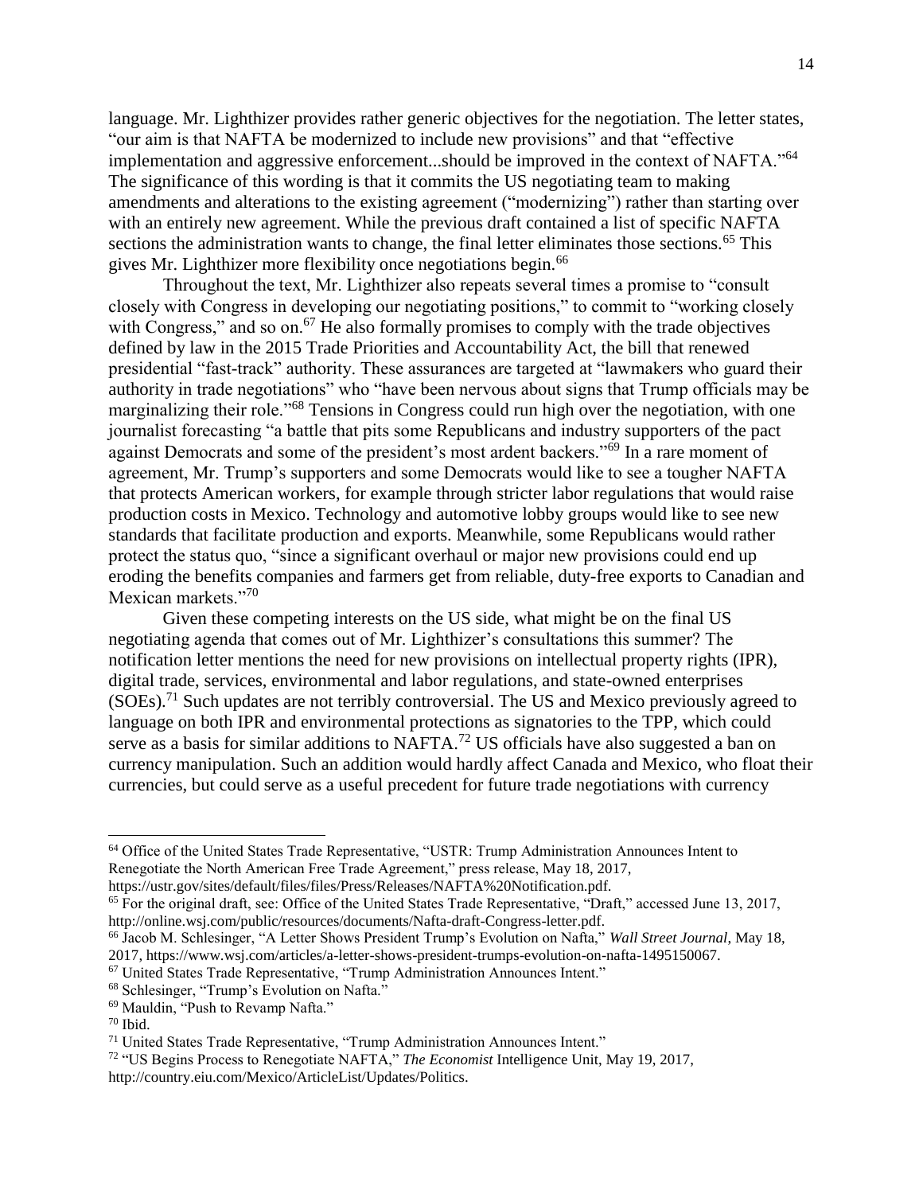language. Mr. Lighthizer provides rather generic objectives for the negotiation. The letter states, "our aim is that NAFTA be modernized to include new provisions" and that "effective implementation and aggressive enforcement...should be improved in the context of NAFTA."[64] The significance of this wording is that it commits the US negotiating team to making amendments and alterations to the existing agreement ("modernizing") rather than starting over with an entirely new agreement. While the previous draft contained a list of specific NAFTA sections the administration wants to change, the final letter eliminates those sections.[65] This gives Mr. Lighthizer more flexibility once negotiations begin.[66]

Throughout the text, Mr. Lighthizer also repeats several times a promise to "consult closely with Congress in developing our negotiating positions," to commit to "working closely with Congress," and so on.[67] He also formally promises to comply with the trade objectives defined by law in the 2015 Trade Priorities and Accountability Act, the bill that renewed presidential "fast-track" authority. These assurances are targeted at "lawmakers who guard their authority in trade negotiations" who "have been nervous about signs that Trump officials may be marginalizing their role."[68] Tensions in Congress could run high over the negotiation, with one journalist forecasting "a battle that pits some Republicans and industry supporters of the pact against Democrats and some of the president's most ardent backers."[69] In a rare moment of agreement, Mr. Trump's supporters and some Democrats would like to see a tougher NAFTA that protects American workers, for example through stricter labor regulations that would raise production costs in Mexico. Technology and automotive lobby groups would like to see new standards that facilitate production and exports. Meanwhile, some Republicans would rather protect the status quo, "since a significant overhaul or major new provisions could end up eroding the benefits companies and farmers get from reliable, duty-free exports to Canadian and Mexican markets."[70]

Given these competing interests on the US side, what might be on the final US negotiating agenda that comes out of Mr. Lighthizer's consultations this summer? The notification letter mentions the need for new provisions on intellectual property rights (IPR), digital trade, services, environmental and labor regulations, and state-owned enterprises (SOEs).[71] Such updates are not terribly controversial. The US and Mexico previously agreed to language on both IPR and environmental protections as signatories to the TPP, which could serve as a basis for similar additions to NAFTA.[72] US officials have also suggested a ban on currency manipulation. Such an addition would hardly affect Canada and Mexico, who float their currencies, but could serve as a useful precedent for future trade negotiations with currency

---

[64] Office of the United States Trade Representative, "USTR: Trump Administration Announces Intent to Renegotiate the North American Free Trade Agreement," press release, May 18, 2017, https://ustr.gov/sites/default/files/files/Press/Releases/NAFTA%20Notification.pdf.

[65] For the original draft, see: Office of the United States Trade Representative, "Draft," accessed June 13, 2017, http://online.wsj.com/public/resources/documents/Nafta-draft-Congress-letter.pdf.

[66] Jacob M. Schlesinger, "A Letter Shows President Trump's Evolution on Nafta," *Wall Street Journal*, May 18, 2017, https://www.wsj.com/articles/a-letter-shows-president-trumps-evolution-on-nafta-1495150067.

[67] United States Trade Representative, "Trump Administration Announces Intent."

[68] Schlesinger, "Trump's Evolution on Nafta."

[69] Mauldin, "Push to Revamp Nafta."

[70] Ibid.

[71] United States Trade Representative, "Trump Administration Announces Intent."

[72] "US Begins Process to Renegotiate NAFTA," *The Economist* Intelligence Unit, May 19, 2017, http://country.eiu.com/Mexico/ArticleList/Updates/Politics.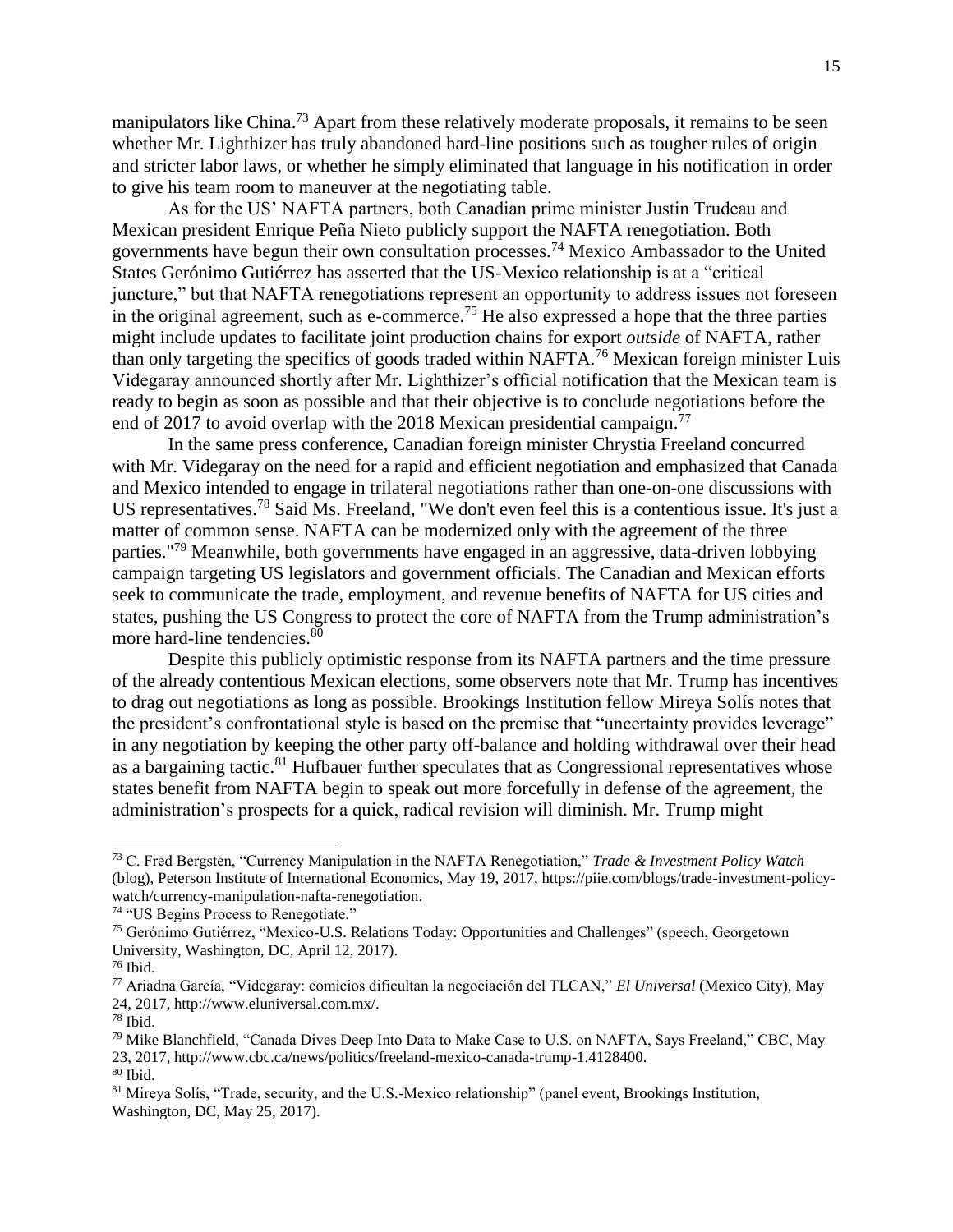manipulators like China.[73] Apart from these relatively moderate proposals, it remains to be seen whether Mr. Lighthizer has truly abandoned hard-line positions such as tougher rules of origin and stricter labor laws, or whether he simply eliminated that language in his notification in order to give his team room to maneuver at the negotiating table.

As for the US' NAFTA partners, both Canadian prime minister Justin Trudeau and Mexican president Enrique Peña Nieto publicly support the NAFTA renegotiation. Both governments have begun their own consultation processes.[74] Mexico Ambassador to the United States Gerónimo Gutiérrez has asserted that the US-Mexico relationship is at a "critical juncture," but that NAFTA renegotiations represent an opportunity to address issues not foreseen in the original agreement, such as e-commerce.[75] He also expressed a hope that the three parties might include updates to facilitate joint production chains for export *outside* of NAFTA, rather than only targeting the specifics of goods traded within NAFTA.[76] Mexican foreign minister Luis Videgaray announced shortly after Mr. Lighthizer's official notification that the Mexican team is ready to begin as soon as possible and that their objective is to conclude negotiations before the end of 2017 to avoid overlap with the 2018 Mexican presidential campaign.[77]

In the same press conference, Canadian foreign minister Chrystia Freeland concurred with Mr. Videgaray on the need for a rapid and efficient negotiation and emphasized that Canada and Mexico intended to engage in trilateral negotiations rather than one-on-one discussions with US representatives.[78] Said Ms. Freeland, "We don't even feel this is a contentious issue. It's just a matter of common sense. NAFTA can be modernized only with the agreement of the three parties."[79] Meanwhile, both governments have engaged in an aggressive, data-driven lobbying campaign targeting US legislators and government officials. The Canadian and Mexican efforts seek to communicate the trade, employment, and revenue benefits of NAFTA for US cities and states, pushing the US Congress to protect the core of NAFTA from the Trump administration's more hard-line tendencies.[80]

Despite this publicly optimistic response from its NAFTA partners and the time pressure of the already contentious Mexican elections, some observers note that Mr. Trump has incentives to drag out negotiations as long as possible. Brookings Institution fellow Mireya Solís notes that the president's confrontational style is based on the premise that "uncertainty provides leverage" in any negotiation by keeping the other party off-balance and holding withdrawal over their head as a bargaining tactic.[81] Hufbauer further speculates that as Congressional representatives whose states benefit from NAFTA begin to speak out more forcefully in defense of the agreement, the administration's prospects for a quick, radical revision will diminish. Mr. Trump might

---

[73] C. Fred Bergsten, "Currency Manipulation in the NAFTA Renegotiation," *Trade & Investment Policy Watch* (blog), Peterson Institute of International Economics, May 19, 2017, https://piie.com/blogs/trade-investment-policy-watch/currency-manipulation-nafta-renegotiation.

[74] "US Begins Process to Renegotiate."

[75] Gerónimo Gutiérrez, "Mexico-U.S. Relations Today: Opportunities and Challenges" (speech, Georgetown University, Washington, DC, April 12, 2017).

[76] Ibid.

[77] Ariadna García, "Videgaray: comicios dificultan la negociación del TLCAN," *El Universal* (Mexico City), May 24, 2017, http://www.eluniversal.com.mx/.

[78] Ibid.

[79] Mike Blanchfield, "Canada Dives Deep Into Data to Make Case to U.S. on NAFTA, Says Freeland," CBC, May 23, 2017, http://www.cbc.ca/news/politics/freeland-mexico-canada-trump-1.4128400.

[80] Ibid.

[81] Mireya Solís, "Trade, security, and the U.S.-Mexico relationship" (panel event, Brookings Institution, Washington, DC, May 25, 2017).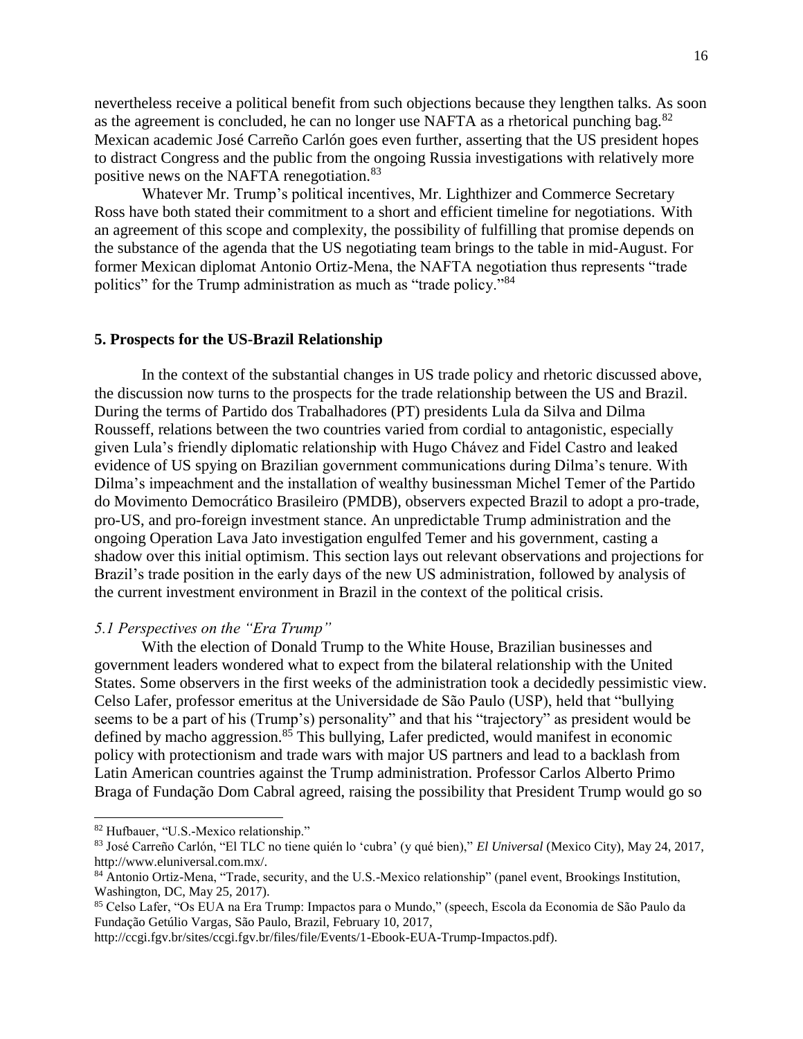nevertheless receive a political benefit from such objections because they lengthen talks. As soon as the agreement is concluded, he can no longer use NAFTA as a rhetorical punching bag.[82] Mexican academic José Carreño Carlón goes even further, asserting that the US president hopes to distract Congress and the public from the ongoing Russia investigations with relatively more positive news on the NAFTA renegotiation.[83]

Whatever Mr. Trump's political incentives, Mr. Lighthizer and Commerce Secretary Ross have both stated their commitment to a short and efficient timeline for negotiations. With an agreement of this scope and complexity, the possibility of fulfilling that promise depends on the substance of the agenda that the US negotiating team brings to the table in mid-August. For former Mexican diplomat Antonio Ortiz-Mena, the NAFTA negotiation thus represents "trade politics" for the Trump administration as much as "trade policy."[84]

## 5. Prospects for the US-Brazil Relationship

In the context of the substantial changes in US trade policy and rhetoric discussed above, the discussion now turns to the prospects for the trade relationship between the US and Brazil. During the terms of Partido dos Trabalhadores (PT) presidents Lula da Silva and Dilma Rousseff, relations between the two countries varied from cordial to antagonistic, especially given Lula's friendly diplomatic relationship with Hugo Chávez and Fidel Castro and leaked evidence of US spying on Brazilian government communications during Dilma's tenure. With Dilma's impeachment and the installation of wealthy businessman Michel Temer of the Partido do Movimento Democrático Brasileiro (PMDB), observers expected Brazil to adopt a pro-trade, pro-US, and pro-foreign investment stance. An unpredictable Trump administration and the ongoing Operation Lava Jato investigation engulfed Temer and his government, casting a shadow over this initial optimism. This section lays out relevant observations and projections for Brazil's trade position in the early days of the new US administration, followed by analysis of the current investment environment in Brazil in the context of the political crisis.

### *5.1 Perspectives on the "Era Trump"*

With the election of Donald Trump to the White House, Brazilian businesses and government leaders wondered what to expect from the bilateral relationship with the United States. Some observers in the first weeks of the administration took a decidedly pessimistic view. Celso Lafer, professor emeritus at the Universidade de São Paulo (USP), held that "bullying seems to be a part of his (Trump's) personality" and that his "trajectory" as president would be defined by macho aggression.[85] This bullying, Lafer predicted, would manifest in economic policy with protectionism and trade wars with major US partners and lead to a backlash from Latin American countries against the Trump administration. Professor Carlos Alberto Primo Braga of Fundação Dom Cabral agreed, raising the possibility that President Trump would go so

---

[82] Hufbauer, "U.S.-Mexico relationship."

[83] José Carreño Carlón, "El TLC no tiene quién lo 'cubra' (y qué bien)," *El Universal* (Mexico City), May 24, 2017, http://www.eluniversal.com.mx/.

[84] Antonio Ortiz-Mena, "Trade, security, and the U.S.-Mexico relationship" (panel event, Brookings Institution, Washington, DC, May 25, 2017).

[85] Celso Lafer, "Os EUA na Era Trump: Impactos para o Mundo," (speech, Escola da Economia de São Paulo da Fundação Getúlio Vargas, São Paulo, Brazil, February 10, 2017, http://ccgi.fgv.br/sites/ccgi.fgv.br/files/file/Events/1-Ebook-EUA-Trump-Impactos.pdf).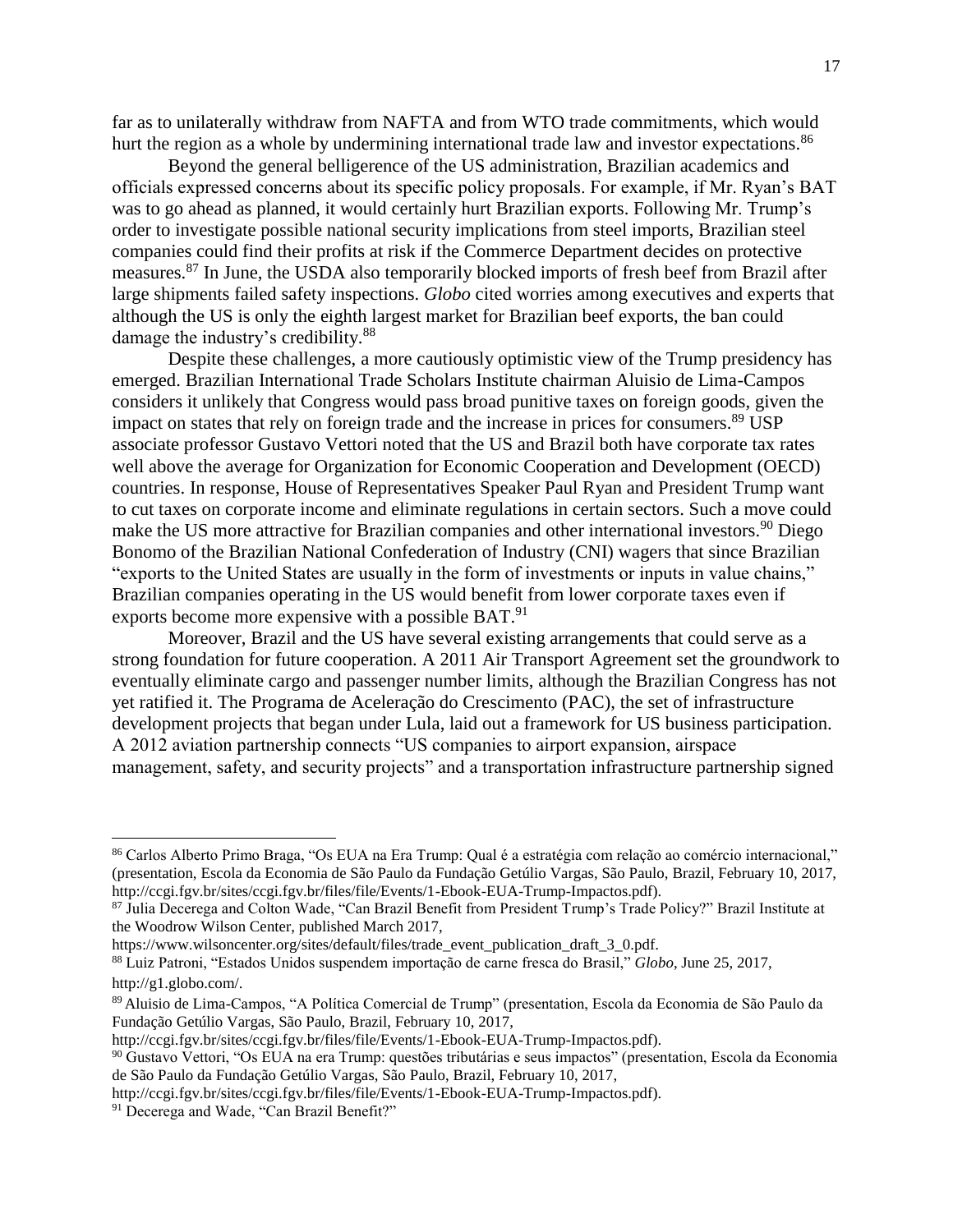far as to unilaterally withdraw from NAFTA and from WTO trade commitments, which would hurt the region as a whole by undermining international trade law and investor expectations.[86]

Beyond the general belligerence of the US administration, Brazilian academics and officials expressed concerns about its specific policy proposals. For example, if Mr. Ryan's BAT was to go ahead as planned, it would certainly hurt Brazilian exports. Following Mr. Trump's order to investigate possible national security implications from steel imports, Brazilian steel companies could find their profits at risk if the Commerce Department decides on protective measures.[87] In June, the USDA also temporarily blocked imports of fresh beef from Brazil after large shipments failed safety inspections. *Globo* cited worries among executives and experts that although the US is only the eighth largest market for Brazilian beef exports, the ban could damage the industry's credibility.[88]

Despite these challenges, a more cautiously optimistic view of the Trump presidency has emerged. Brazilian International Trade Scholars Institute chairman Aluisio de Lima-Campos considers it unlikely that Congress would pass broad punitive taxes on foreign goods, given the impact on states that rely on foreign trade and the increase in prices for consumers.[89] USP associate professor Gustavo Vettori noted that the US and Brazil both have corporate tax rates well above the average for Organization for Economic Cooperation and Development (OECD) countries. In response, House of Representatives Speaker Paul Ryan and President Trump want to cut taxes on corporate income and eliminate regulations in certain sectors. Such a move could make the US more attractive for Brazilian companies and other international investors.[90] Diego Bonomo of the Brazilian National Confederation of Industry (CNI) wagers that since Brazilian "exports to the United States are usually in the form of investments or inputs in value chains," Brazilian companies operating in the US would benefit from lower corporate taxes even if exports become more expensive with a possible BAT.[91]

Moreover, Brazil and the US have several existing arrangements that could serve as a strong foundation for future cooperation. A 2011 Air Transport Agreement set the groundwork to eventually eliminate cargo and passenger number limits, although the Brazilian Congress has not yet ratified it. The Programa de Aceleração do Crescimento (PAC), the set of infrastructure development projects that began under Lula, laid out a framework for US business participation. A 2012 aviation partnership connects "US companies to airport expansion, airspace management, safety, and security projects" and a transportation infrastructure partnership signed

---

[86] Carlos Alberto Primo Braga, "Os EUA na Era Trump: Qual é a estratégia com relação ao comércio internacional," (presentation, Escola da Economia de São Paulo da Fundação Getúlio Vargas, São Paulo, Brazil, February 10, 2017, http://ccgi.fgv.br/sites/ccgi.fgv.br/files/file/Events/1-Ebook-EUA-Trump-Impactos.pdf).

[87] Julia Decerega and Colton Wade, "Can Brazil Benefit from President Trump's Trade Policy?" Brazil Institute at the Woodrow Wilson Center, published March 2017, https://www.wilsoncenter.org/sites/default/files/trade_event_publication_draft_3_0.pdf.

[88] Luiz Patroni, "Estados Unidos suspendem importação de carne fresca do Brasil," *Globo*, June 25, 2017, http://g1.globo.com/.

[89] Aluisio de Lima-Campos, "A Política Comercial de Trump" (presentation, Escola da Economia de São Paulo da Fundação Getúlio Vargas, São Paulo, Brazil, February 10, 2017, http://ccgi.fgv.br/sites/ccgi.fgv.br/files/file/Events/1-Ebook-EUA-Trump-Impactos.pdf).

[90] Gustavo Vettori, "Os EUA na era Trump: questões tributárias e seus impactos" (presentation, Escola da Economia de São Paulo da Fundação Getúlio Vargas, São Paulo, Brazil, February 10, 2017, http://ccgi.fgv.br/sites/ccgi.fgv.br/files/file/Events/1-Ebook-EUA-Trump-Impactos.pdf).

[91] Decerega and Wade, "Can Brazil Benefit?"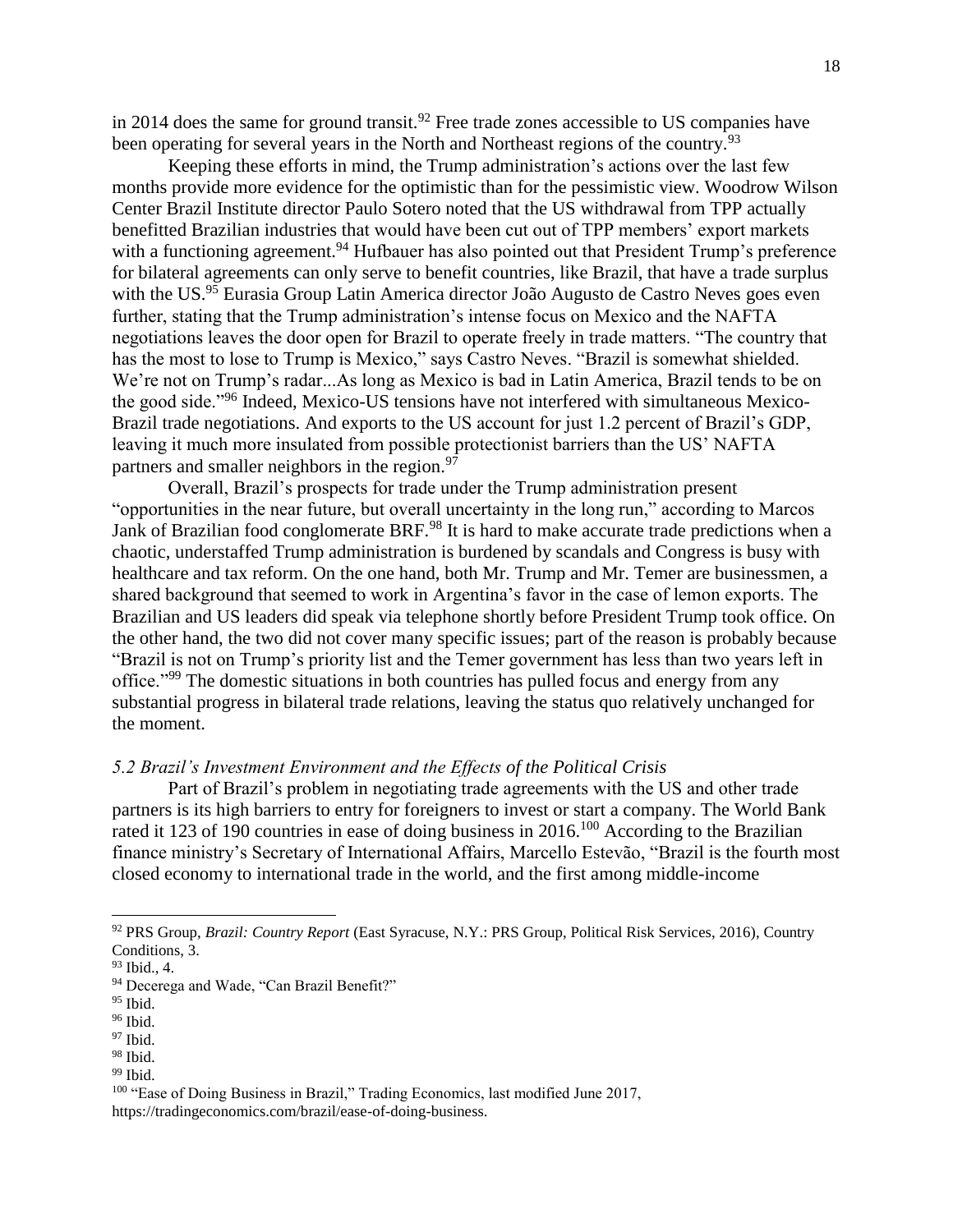in 2014 does the same for ground transit.[92] Free trade zones accessible to US companies have been operating for several years in the North and Northeast regions of the country.[93]

Keeping these efforts in mind, the Trump administration's actions over the last few months provide more evidence for the optimistic than for the pessimistic view. Woodrow Wilson Center Brazil Institute director Paulo Sotero noted that the US withdrawal from TPP actually benefitted Brazilian industries that would have been cut out of TPP members' export markets with a functioning agreement.[94] Hufbauer has also pointed out that President Trump's preference for bilateral agreements can only serve to benefit countries, like Brazil, that have a trade surplus with the US.[95] Eurasia Group Latin America director João Augusto de Castro Neves goes even further, stating that the Trump administration's intense focus on Mexico and the NAFTA negotiations leaves the door open for Brazil to operate freely in trade matters. "The country that has the most to lose to Trump is Mexico," says Castro Neves. "Brazil is somewhat shielded. We're not on Trump's radar...As long as Mexico is bad in Latin America, Brazil tends to be on the good side."[96] Indeed, Mexico-US tensions have not interfered with simultaneous Mexico-Brazil trade negotiations. And exports to the US account for just 1.2 percent of Brazil's GDP, leaving it much more insulated from possible protectionist barriers than the US' NAFTA partners and smaller neighbors in the region.[97]

Overall, Brazil's prospects for trade under the Trump administration present "opportunities in the near future, but overall uncertainty in the long run," according to Marcos Jank of Brazilian food conglomerate BRF.[98] It is hard to make accurate trade predictions when a chaotic, understaffed Trump administration is burdened by scandals and Congress is busy with healthcare and tax reform. On the one hand, both Mr. Trump and Mr. Temer are businessmen, a shared background that seemed to work in Argentina's favor in the case of lemon exports. The Brazilian and US leaders did speak via telephone shortly before President Trump took office. On the other hand, the two did not cover many specific issues; part of the reason is probably because "Brazil is not on Trump's priority list and the Temer government has less than two years left in office."[99] The domestic situations in both countries has pulled focus and energy from any substantial progress in bilateral trade relations, leaving the status quo relatively unchanged for the moment.

### *5.2 Brazil's Investment Environment and the Effects of the Political Crisis*

Part of Brazil's problem in negotiating trade agreements with the US and other trade partners is its high barriers to entry for foreigners to invest or start a company. The World Bank rated it 123 of 190 countries in ease of doing business in 2016.[100] According to the Brazilian finance ministry's Secretary of International Affairs, Marcello Estevão, "Brazil is the fourth most closed economy to international trade in the world, and the first among middle-income

---

[92] PRS Group, *Brazil: Country Report* (East Syracuse, N.Y.: PRS Group, Political Risk Services, 2016), Country Conditions, 3.

[93] Ibid., 4.

[94] Decerega and Wade, "Can Brazil Benefit?"

[95] Ibid.

[96] Ibid.

[97] Ibid.

[98] Ibid.

[99] Ibid.

[100] "Ease of Doing Business in Brazil," Trading Economics, last modified June 2017, https://tradingeconomics.com/brazil/ease-of-doing-business.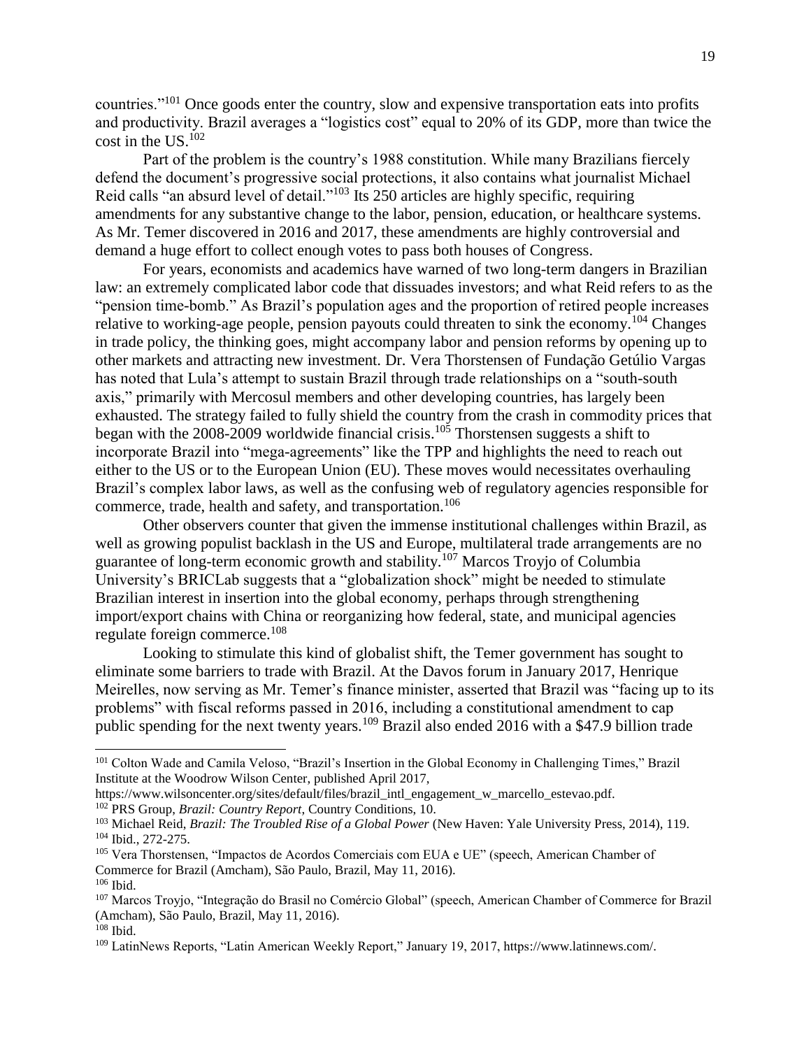countries."[101] Once goods enter the country, slow and expensive transportation eats into profits and productivity. Brazil averages a "logistics cost" equal to 20% of its GDP, more than twice the cost in the US.[102]

Part of the problem is the country's 1988 constitution. While many Brazilians fiercely defend the document's progressive social protections, it also contains what journalist Michael Reid calls "an absurd level of detail."[103] Its 250 articles are highly specific, requiring amendments for any substantive change to the labor, pension, education, or healthcare systems. As Mr. Temer discovered in 2016 and 2017, these amendments are highly controversial and demand a huge effort to collect enough votes to pass both houses of Congress.

For years, economists and academics have warned of two long-term dangers in Brazilian law: an extremely complicated labor code that dissuades investors; and what Reid refers to as the "pension time-bomb." As Brazil's population ages and the proportion of retired people increases relative to working-age people, pension payouts could threaten to sink the economy.[104] Changes in trade policy, the thinking goes, might accompany labor and pension reforms by opening up to other markets and attracting new investment. Dr. Vera Thorstensen of Fundação Getúlio Vargas has noted that Lula's attempt to sustain Brazil through trade relationships on a "south-south axis," primarily with Mercosul members and other developing countries, has largely been exhausted. The strategy failed to fully shield the country from the crash in commodity prices that began with the 2008-2009 worldwide financial crisis.[105] Thorstensen suggests a shift to incorporate Brazil into "mega-agreements" like the TPP and highlights the need to reach out either to the US or to the European Union (EU). These moves would necessitates overhauling Brazil's complex labor laws, as well as the confusing web of regulatory agencies responsible for commerce, trade, health and safety, and transportation.[106]

Other observers counter that given the immense institutional challenges within Brazil, as well as growing populist backlash in the US and Europe, multilateral trade arrangements are no guarantee of long-term economic growth and stability.[107] Marcos Troyjo of Columbia University's BRICLab suggests that a "globalization shock" might be needed to stimulate Brazilian interest in insertion into the global economy, perhaps through strengthening import/export chains with China or reorganizing how federal, state, and municipal agencies regulate foreign commerce.[108]

Looking to stimulate this kind of globalist shift, the Temer government has sought to eliminate some barriers to trade with Brazil. At the Davos forum in January 2017, Henrique Meirelles, now serving as Mr. Temer's finance minister, asserted that Brazil was "facing up to its problems" with fiscal reforms passed in 2016, including a constitutional amendment to cap public spending for the next twenty years.[109] Brazil also ended 2016 with a $47.9 billion trade

---

[101] Colton Wade and Camila Veloso, "Brazil's Insertion in the Global Economy in Challenging Times," Brazil Institute at the Woodrow Wilson Center, published April 2017, https://www.wilsoncenter.org/sites/default/files/brazil_intl_engagement_w_marcello_estevao.pdf.

[102] PRS Group, *Brazil: Country Report*, Country Conditions, 10.

[103] Michael Reid, *Brazil: The Troubled Rise of a Global Power* (New Haven: Yale University Press, 2014), 119.

[104] Ibid., 272-275.

[105] Vera Thorstensen, "Impactos de Acordos Comerciais com EUA e UE" (speech, American Chamber of Commerce for Brazil (Amcham), São Paulo, Brazil, May 11, 2016).

[106] Ibid.

[107] Marcos Troyjo, "Integração do Brasil no Comércio Global" (speech, American Chamber of Commerce for Brazil (Amcham), São Paulo, Brazil, May 11, 2016).

[108] Ibid.

[109] LatinNews Reports, "Latin American Weekly Report," January 19, 2017, https://www.latinnews.com/.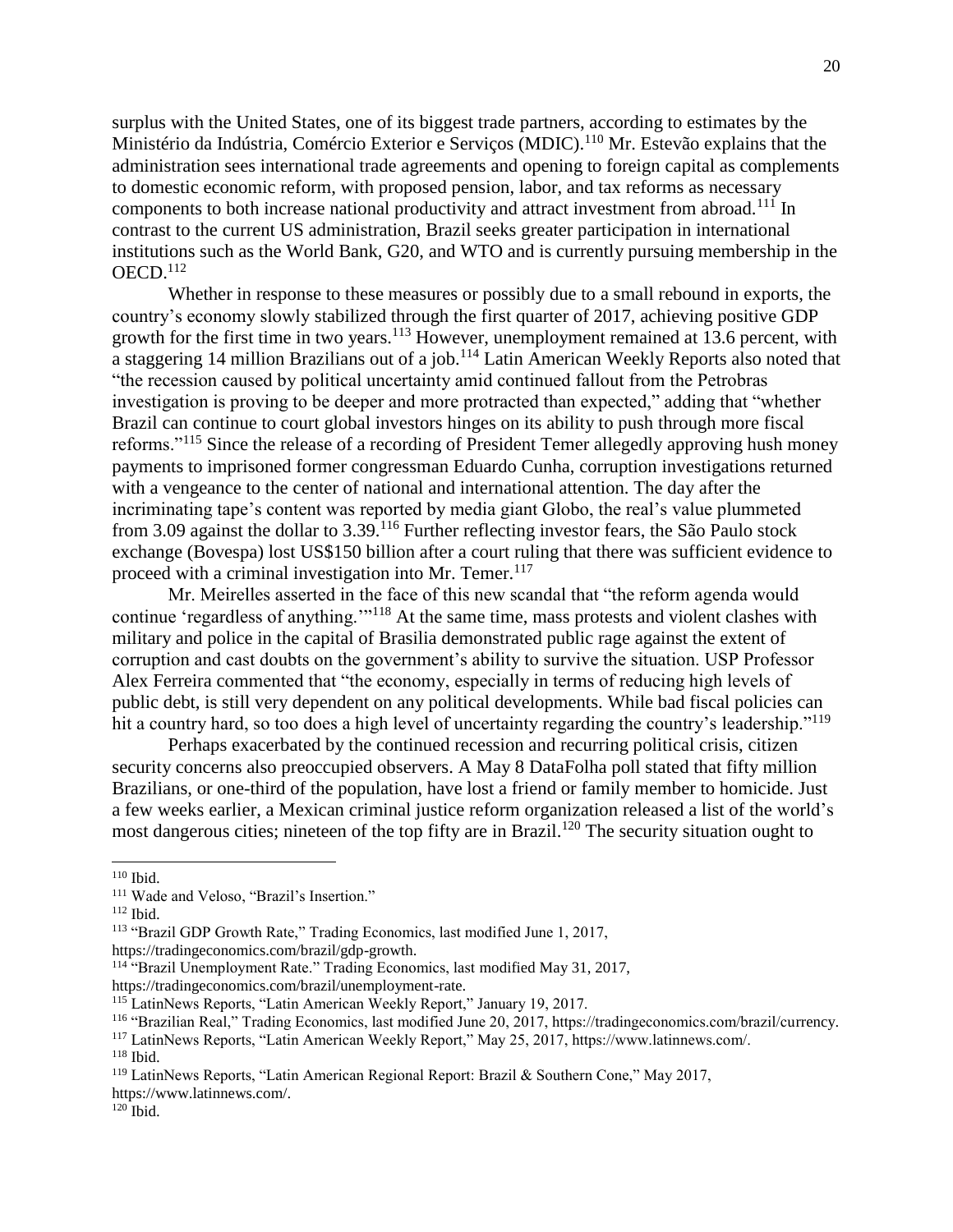surplus with the United States, one of its biggest trade partners, according to estimates by the Ministério da Indústria, Comércio Exterior e Serviços (MDIC).[110] Mr. Estevão explains that the administration sees international trade agreements and opening to foreign capital as complements to domestic economic reform, with proposed pension, labor, and tax reforms as necessary components to both increase national productivity and attract investment from abroad.[111] In contrast to the current US administration, Brazil seeks greater participation in international institutions such as the World Bank, G20, and WTO and is currently pursuing membership in the OECD.[112]

Whether in response to these measures or possibly due to a small rebound in exports, the country's economy slowly stabilized through the first quarter of 2017, achieving positive GDP growth for the first time in two years.[113] However, unemployment remained at 13.6 percent, with a staggering 14 million Brazilians out of a job.[114] Latin American Weekly Reports also noted that "the recession caused by political uncertainty amid continued fallout from the Petrobras investigation is proving to be deeper and more protracted than expected," adding that "whether Brazil can continue to court global investors hinges on its ability to push through more fiscal reforms."[115] Since the release of a recording of President Temer allegedly approving hush money payments to imprisoned former congressman Eduardo Cunha, corruption investigations returned with a vengeance to the center of national and international attention. The day after the incriminating tape's content was reported by media giant Globo, the real's value plummeted from 3.09 against the dollar to 3.39.[116] Further reflecting investor fears, the São Paulo stock exchange (Bovespa) lost US$150 billion after a court ruling that there was sufficient evidence to proceed with a criminal investigation into Mr. Temer.[117]

Mr. Meirelles asserted in the face of this new scandal that "the reform agenda would continue 'regardless of anything.'"[118] At the same time, mass protests and violent clashes with military and police in the capital of Brasilia demonstrated public rage against the extent of corruption and cast doubts on the government's ability to survive the situation. USP Professor Alex Ferreira commented that "the economy, especially in terms of reducing high levels of public debt, is still very dependent on any political developments. While bad fiscal policies can hit a country hard, so too does a high level of uncertainty regarding the country's leadership."[119]

Perhaps exacerbated by the continued recession and recurring political crisis, citizen security concerns also preoccupied observers. A May 8 DataFolha poll stated that fifty million Brazilians, or one-third of the population, have lost a friend or family member to homicide. Just a few weeks earlier, a Mexican criminal justice reform organization released a list of the world's most dangerous cities; nineteen of the top fifty are in Brazil.[120] The security situation ought to

---

[110] Ibid.

[111] Wade and Veloso, "Brazil's Insertion."

[112] Ibid.

[113] "Brazil GDP Growth Rate," Trading Economics, last modified June 1, 2017, https://tradingeconomics.com/brazil/gdp-growth.

[114] "Brazil Unemployment Rate." Trading Economics, last modified May 31, 2017, https://tradingeconomics.com/brazil/unemployment-rate.

[115] LatinNews Reports, "Latin American Weekly Report," January 19, 2017.

[116] "Brazilian Real," Trading Economics, last modified June 20, 2017, https://tradingeconomics.com/brazil/currency.

[117] LatinNews Reports, "Latin American Weekly Report," May 25, 2017, https://www.latinnews.com/.

[118] Ibid.

[119] LatinNews Reports, "Latin American Regional Report: Brazil & Southern Cone," May 2017, https://www.latinnews.com/.

[120] Ibid.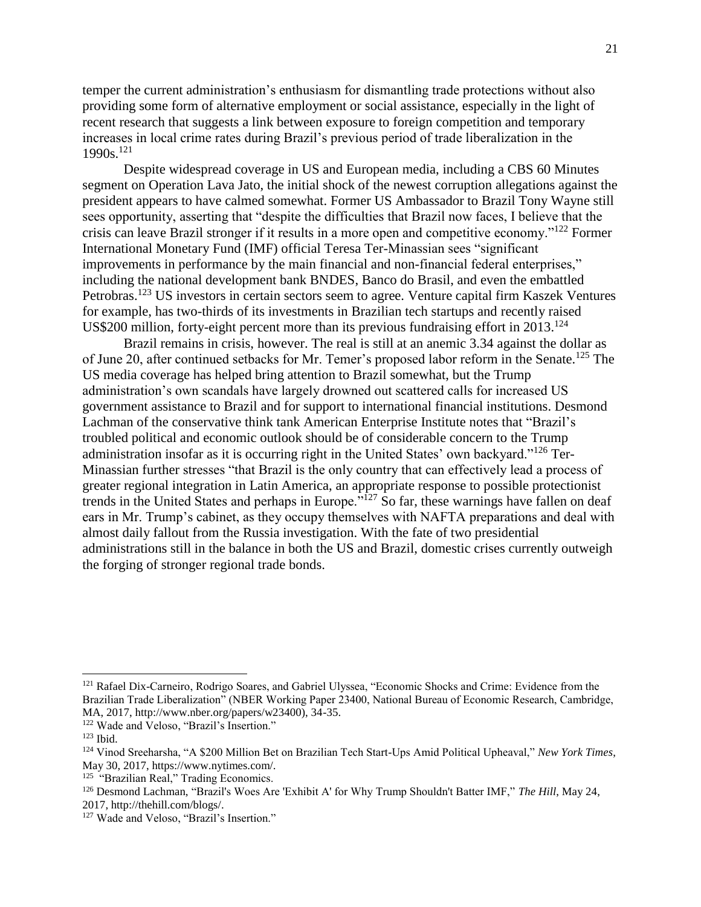temper the current administration's enthusiasm for dismantling trade protections without also providing some form of alternative employment or social assistance, especially in the light of recent research that suggests a link between exposure to foreign competition and temporary increases in local crime rates during Brazil's previous period of trade liberalization in the 1990s.[121]

Despite widespread coverage in US and European media, including a CBS 60 Minutes segment on Operation Lava Jato, the initial shock of the newest corruption allegations against the president appears to have calmed somewhat. Former US Ambassador to Brazil Tony Wayne still sees opportunity, asserting that "despite the difficulties that Brazil now faces, I believe that the crisis can leave Brazil stronger if it results in a more open and competitive economy."[122] Former International Monetary Fund (IMF) official Teresa Ter-Minassian sees "significant improvements in performance by the main financial and non-financial federal enterprises," including the national development bank BNDES, Banco do Brasil, and even the embattled Petrobras.[123] US investors in certain sectors seem to agree. Venture capital firm Kaszek Ventures for example, has two-thirds of its investments in Brazilian tech startups and recently raised US$200 million, forty-eight percent more than its previous fundraising effort in 2013.[124]

Brazil remains in crisis, however. The real is still at an anemic 3.34 against the dollar as of June 20, after continued setbacks for Mr. Temer's proposed labor reform in the Senate.[125] The US media coverage has helped bring attention to Brazil somewhat, but the Trump administration's own scandals have largely drowned out scattered calls for increased US government assistance to Brazil and for support to international financial institutions. Desmond Lachman of the conservative think tank American Enterprise Institute notes that "Brazil's troubled political and economic outlook should be of considerable concern to the Trump administration insofar as it is occurring right in the United States' own backyard."[126] Ter-Minassian further stresses "that Brazil is the only country that can effectively lead a process of greater regional integration in Latin America, an appropriate response to possible protectionist trends in the United States and perhaps in Europe."[127] So far, these warnings have fallen on deaf ears in Mr. Trump's cabinet, as they occupy themselves with NAFTA preparations and deal with almost daily fallout from the Russia investigation. With the fate of two presidential administrations still in the balance in both the US and Brazil, domestic crises currently outweigh the forging of stronger regional trade bonds.

---

[121] Rafael Dix-Carneiro, Rodrigo Soares, and Gabriel Ulyssea, "Economic Shocks and Crime: Evidence from the Brazilian Trade Liberalization" (NBER Working Paper 23400, National Bureau of Economic Research, Cambridge, MA, 2017, http://www.nber.org/papers/w23400), 34-35.

[122] Wade and Veloso, "Brazil's Insertion."

[123] Ibid.

[124] Vinod Sreeharsha, "A $200 Million Bet on Brazilian Tech Start-Ups Amid Political Upheaval," *New York Times*, May 30, 2017, https://www.nytimes.com/.

[125] "Brazilian Real," Trading Economics.

[126] Desmond Lachman, "Brazil's Woes Are 'Exhibit A' for Why Trump Shouldn't Batter IMF," *The Hill*, May 24, 2017, http://thehill.com/blogs/.

[127] Wade and Veloso, "Brazil's Insertion."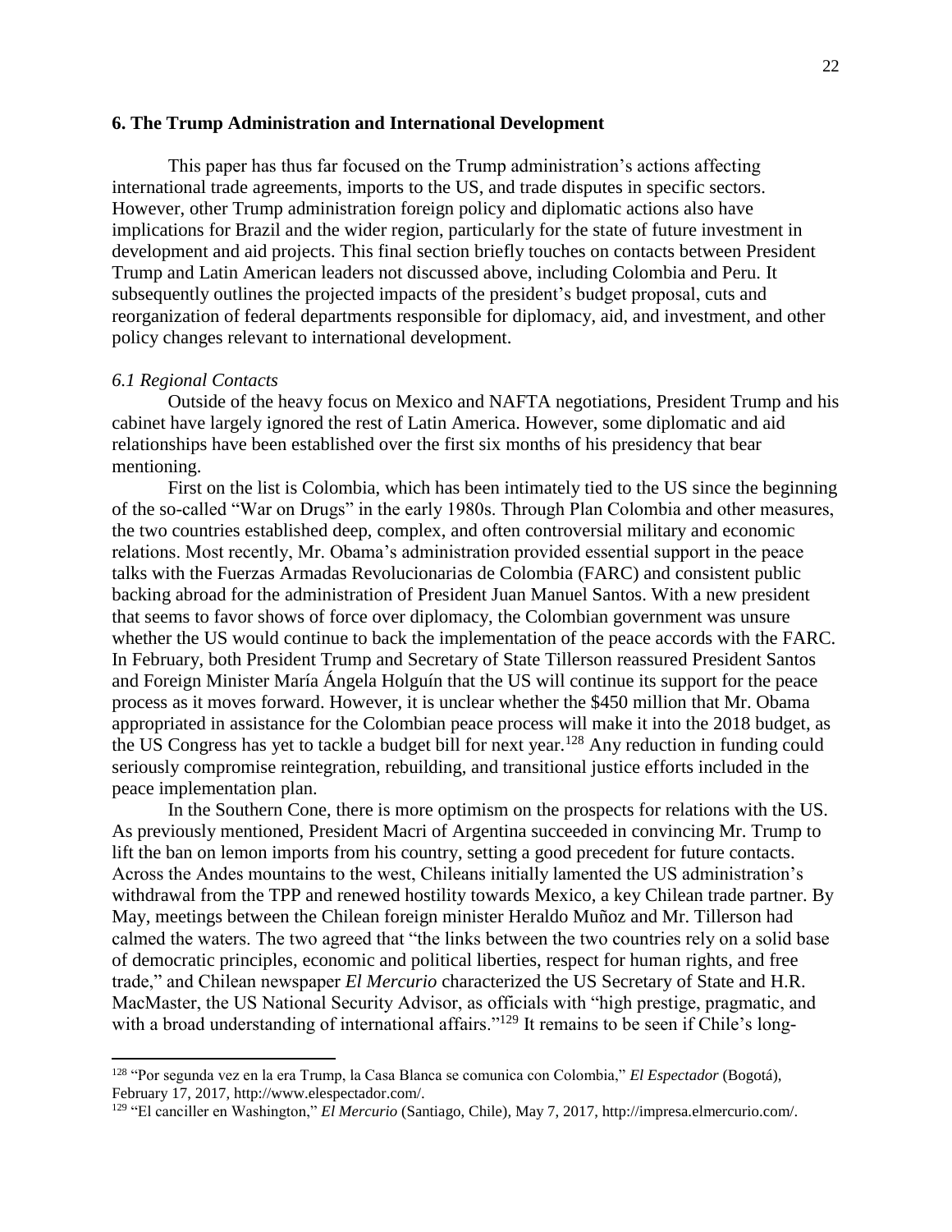## 6. The Trump Administration and International Development

This paper has thus far focused on the Trump administration's actions affecting international trade agreements, imports to the US, and trade disputes in specific sectors. However, other Trump administration foreign policy and diplomatic actions also have implications for Brazil and the wider region, particularly for the state of future investment in development and aid projects. This final section briefly touches on contacts between President Trump and Latin American leaders not discussed above, including Colombia and Peru. It subsequently outlines the projected impacts of the president's budget proposal, cuts and reorganization of federal departments responsible for diplomacy, aid, and investment, and other policy changes relevant to international development.

### *6.1 Regional Contacts*

Outside of the heavy focus on Mexico and NAFTA negotiations, President Trump and his cabinet have largely ignored the rest of Latin America. However, some diplomatic and aid relationships have been established over the first six months of his presidency that bear mentioning.

First on the list is Colombia, which has been intimately tied to the US since the beginning of the so-called "War on Drugs" in the early 1980s. Through Plan Colombia and other measures, the two countries established deep, complex, and often controversial military and economic relations. Most recently, Mr. Obama's administration provided essential support in the peace talks with the Fuerzas Armadas Revolucionarias de Colombia (FARC) and consistent public backing abroad for the administration of President Juan Manuel Santos. With a new president that seems to favor shows of force over diplomacy, the Colombian government was unsure whether the US would continue to back the implementation of the peace accords with the FARC. In February, both President Trump and Secretary of State Tillerson reassured President Santos and Foreign Minister María Ángela Holguín that the US will continue its support for the peace process as it moves forward. However, it is unclear whether the $450 million that Mr. Obama appropriated in assistance for the Colombian peace process will make it into the 2018 budget, as the US Congress has yet to tackle a budget bill for next year.[128] Any reduction in funding could seriously compromise reintegration, rebuilding, and transitional justice efforts included in the peace implementation plan.

In the Southern Cone, there is more optimism on the prospects for relations with the US. As previously mentioned, President Macri of Argentina succeeded in convincing Mr. Trump to lift the ban on lemon imports from his country, setting a good precedent for future contacts. Across the Andes mountains to the west, Chileans initially lamented the US administration's withdrawal from the TPP and renewed hostility towards Mexico, a key Chilean trade partner. By May, meetings between the Chilean foreign minister Heraldo Muñoz and Mr. Tillerson had calmed the waters. The two agreed that "the links between the two countries rely on a solid base of democratic principles, economic and political liberties, respect for human rights, and free trade," and Chilean newspaper *El Mercurio* characterized the US Secretary of State and H.R. MacMaster, the US National Security Advisor, as officials with "high prestige, pragmatic, and with a broad understanding of international affairs."[129] It remains to be seen if Chile's long-

---

[128] "Por segunda vez en la era Trump, la Casa Blanca se comunica con Colombia," *El Espectador* (Bogotá), February 17, 2017, http://www.elespectador.com/.

[129] "El canciller en Washington," *El Mercurio* (Santiago, Chile), May 7, 2017, http://impresa.elmercurio.com/.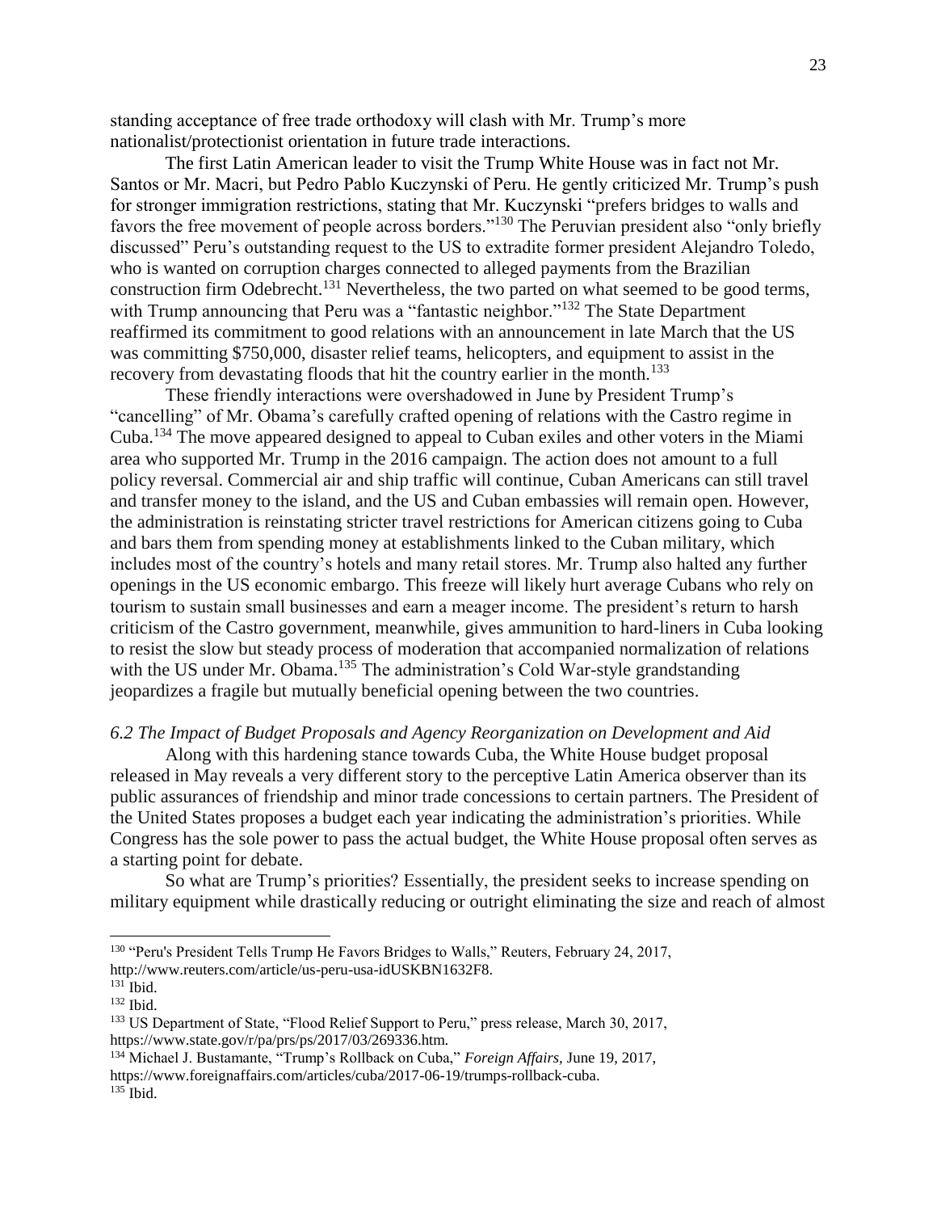standing acceptance of free trade orthodoxy will clash with Mr. Trump's more nationalist/protectionist orientation in future trade interactions.

The first Latin American leader to visit the Trump White House was in fact not Mr. Santos or Mr. Macri, but Pedro Pablo Kuczynski of Peru. He gently criticized Mr. Trump's push for stronger immigration restrictions, stating that Mr. Kuczynski "prefers bridges to walls and favors the free movement of people across borders."[130] The Peruvian president also "only briefly discussed" Peru's outstanding request to the US to extradite former president Alejandro Toledo, who is wanted on corruption charges connected to alleged payments from the Brazilian construction firm Odebrecht.[131] Nevertheless, the two parted on what seemed to be good terms, with Trump announcing that Peru was a "fantastic neighbor."[132] The State Department reaffirmed its commitment to good relations with an announcement in late March that the US was committing $750,000, disaster relief teams, helicopters, and equipment to assist in the recovery from devastating floods that hit the country earlier in the month.[133]

These friendly interactions were overshadowed in June by President Trump's "cancelling" of Mr. Obama's carefully crafted opening of relations with the Castro regime in Cuba.[134] The move appeared designed to appeal to Cuban exiles and other voters in the Miami area who supported Mr. Trump in the 2016 campaign. The action does not amount to a full policy reversal. Commercial air and ship traffic will continue, Cuban Americans can still travel and transfer money to the island, and the US and Cuban embassies will remain open. However, the administration is reinstating stricter travel restrictions for American citizens going to Cuba and bars them from spending money at establishments linked to the Cuban military, which includes most of the country's hotels and many retail stores. Mr. Trump also halted any further openings in the US economic embargo. This freeze will likely hurt average Cubans who rely on tourism to sustain small businesses and earn a meager income. The president's return to harsh criticism of the Castro government, meanwhile, gives ammunition to hard-liners in Cuba looking to resist the slow but steady process of moderation that accompanied normalization of relations with the US under Mr. Obama.[135] The administration's Cold War-style grandstanding jeopardizes a fragile but mutually beneficial opening between the two countries.

### *6.2 The Impact of Budget Proposals and Agency Reorganization on Development and Aid*

Along with this hardening stance towards Cuba, the White House budget proposal released in May reveals a very different story to the perceptive Latin America observer than its public assurances of friendship and minor trade concessions to certain partners. The President of the United States proposes a budget each year indicating the administration's priorities. While Congress has the sole power to pass the actual budget, the White House proposal often serves as a starting point for debate.

So what are Trump's priorities? Essentially, the president seeks to increase spending on military equipment while drastically reducing or outright eliminating the size and reach of almost

---

[130] "Peru's President Tells Trump He Favors Bridges to Walls," Reuters, February 24, 2017, http://www.reuters.com/article/us-peru-usa-idUSKBN1632F8.

[131] Ibid.

[132] Ibid.

[133] US Department of State, "Flood Relief Support to Peru," press release, March 30, 2017, https://www.state.gov/r/pa/prs/ps/2017/03/269336.htm.

[134] Michael J. Bustamante, "Trump's Rollback on Cuba," *Foreign Affairs,* June 19, 2017, https://www.foreignaffairs.com/articles/cuba/2017-06-19/trumps-rollback-cuba.

[135] Ibid.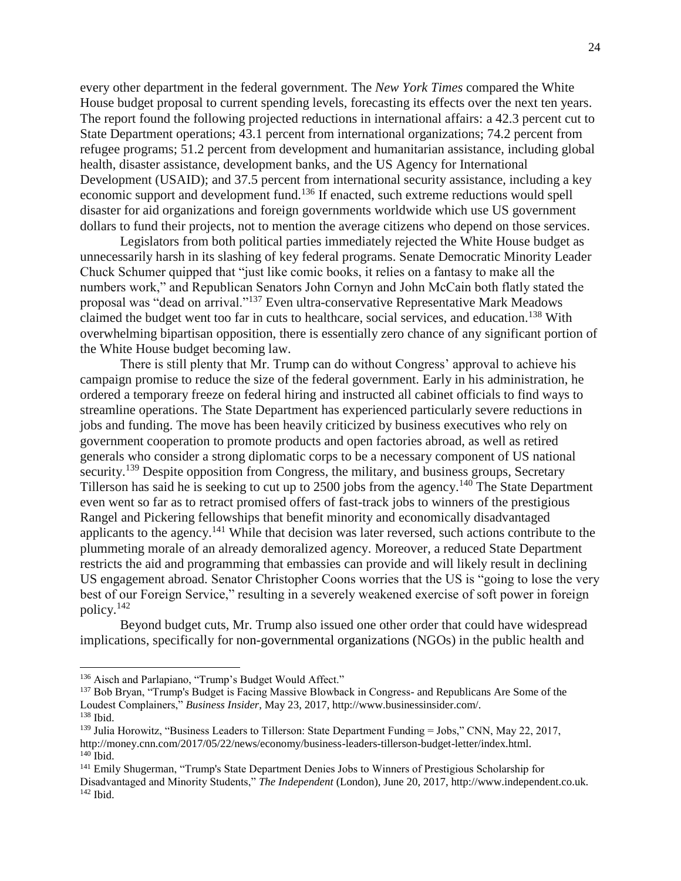every other department in the federal government. The *New York Times* compared the White House budget proposal to current spending levels, forecasting its effects over the next ten years. The report found the following projected reductions in international affairs: a 42.3 percent cut to State Department operations; 43.1 percent from international organizations; 74.2 percent from refugee programs; 51.2 percent from development and humanitarian assistance, including global health, disaster assistance, development banks, and the US Agency for International Development (USAID); and 37.5 percent from international security assistance, including a key economic support and development fund.[136] If enacted, such extreme reductions would spell disaster for aid organizations and foreign governments worldwide which use US government dollars to fund their projects, not to mention the average citizens who depend on those services.

Legislators from both political parties immediately rejected the White House budget as unnecessarily harsh in its slashing of key federal programs. Senate Democratic Minority Leader Chuck Schumer quipped that "just like comic books, it relies on a fantasy to make all the numbers work," and Republican Senators John Cornyn and John McCain both flatly stated the proposal was "dead on arrival."[137] Even ultra-conservative Representative Mark Meadows claimed the budget went too far in cuts to healthcare, social services, and education.[138] With overwhelming bipartisan opposition, there is essentially zero chance of any significant portion of the White House budget becoming law.

There is still plenty that Mr. Trump can do without Congress' approval to achieve his campaign promise to reduce the size of the federal government. Early in his administration, he ordered a temporary freeze on federal hiring and instructed all cabinet officials to find ways to streamline operations. The State Department has experienced particularly severe reductions in jobs and funding. The move has been heavily criticized by business executives who rely on government cooperation to promote products and open factories abroad, as well as retired generals who consider a strong diplomatic corps to be a necessary component of US national security.[139] Despite opposition from Congress, the military, and business groups, Secretary Tillerson has said he is seeking to cut up to 2500 jobs from the agency.[140] The State Department even went so far as to retract promised offers of fast-track jobs to winners of the prestigious Rangel and Pickering fellowships that benefit minority and economically disadvantaged applicants to the agency.[141] While that decision was later reversed, such actions contribute to the plummeting morale of an already demoralized agency. Moreover, a reduced State Department restricts the aid and programming that embassies can provide and will likely result in declining US engagement abroad. Senator Christopher Coons worries that the US is "going to lose the very best of our Foreign Service," resulting in a severely weakened exercise of soft power in foreign policy.[142]

Beyond budget cuts, Mr. Trump also issued one other order that could have widespread implications, specifically for non-governmental organizations (NGOs) in the public health and

---

[136] Aisch and Parlapiano, "Trump's Budget Would Affect."

[137] Bob Bryan, "Trump's Budget is Facing Massive Blowback in Congress- and Republicans Are Some of the Loudest Complainers," *Business Insider*, May 23, 2017, http://www.businessinsider.com/.

[138] Ibid.

[139] Julia Horowitz, "Business Leaders to Tillerson: State Department Funding = Jobs," CNN, May 22, 2017, http://money.cnn.com/2017/05/22/news/economy/business-leaders-tillerson-budget-letter/index.html.

[140] Ibid.

[141] Emily Shugerman, "Trump's State Department Denies Jobs to Winners of Prestigious Scholarship for Disadvantaged and Minority Students," *The Independent* (London), June 20, 2017, http://www.independent.co.uk.

[142] Ibid.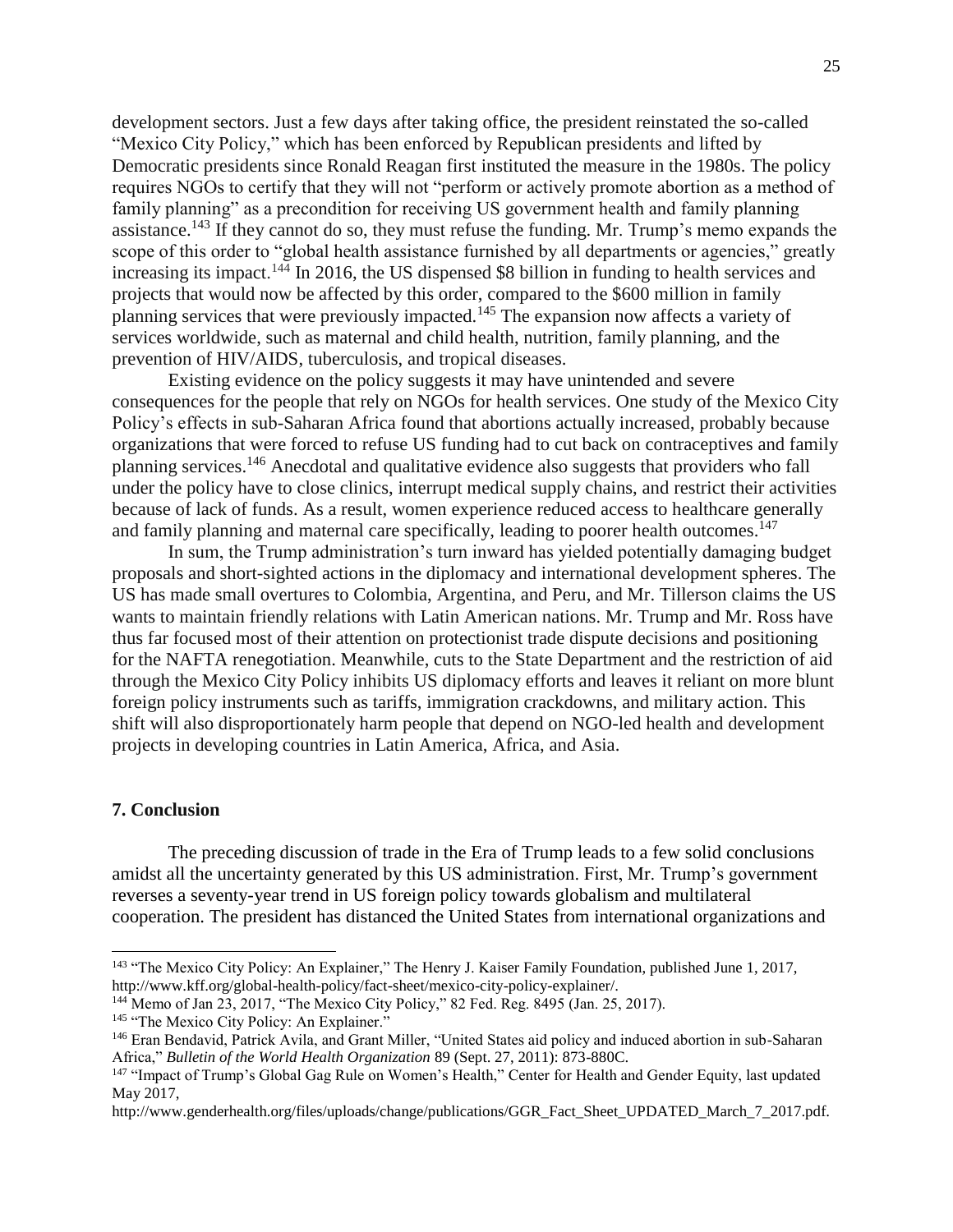development sectors. Just a few days after taking office, the president reinstated the so-called "Mexico City Policy," which has been enforced by Republican presidents and lifted by Democratic presidents since Ronald Reagan first instituted the measure in the 1980s. The policy requires NGOs to certify that they will not "perform or actively promote abortion as a method of family planning" as a precondition for receiving US government health and family planning assistance.[143] If they cannot do so, they must refuse the funding. Mr. Trump's memo expands the scope of this order to "global health assistance furnished by all departments or agencies," greatly increasing its impact.[144] In 2016, the US dispensed $8 billion in funding to health services and projects that would now be affected by this order, compared to the $600 million in family planning services that were previously impacted.[145] The expansion now affects a variety of services worldwide, such as maternal and child health, nutrition, family planning, and the prevention of HIV/AIDS, tuberculosis, and tropical diseases.

Existing evidence on the policy suggests it may have unintended and severe consequences for the people that rely on NGOs for health services. One study of the Mexico City Policy's effects in sub-Saharan Africa found that abortions actually increased, probably because organizations that were forced to refuse US funding had to cut back on contraceptives and family planning services.[146] Anecdotal and qualitative evidence also suggests that providers who fall under the policy have to close clinics, interrupt medical supply chains, and restrict their activities because of lack of funds. As a result, women experience reduced access to healthcare generally and family planning and maternal care specifically, leading to poorer health outcomes.[147]

In sum, the Trump administration's turn inward has yielded potentially damaging budget proposals and short-sighted actions in the diplomacy and international development spheres. The US has made small overtures to Colombia, Argentina, and Peru, and Mr. Tillerson claims the US wants to maintain friendly relations with Latin American nations. Mr. Trump and Mr. Ross have thus far focused most of their attention on protectionist trade dispute decisions and positioning for the NAFTA renegotiation. Meanwhile, cuts to the State Department and the restriction of aid through the Mexico City Policy inhibits US diplomacy efforts and leaves it reliant on more blunt foreign policy instruments such as tariffs, immigration crackdowns, and military action. This shift will also disproportionately harm people that depend on NGO-led health and development projects in developing countries in Latin America, Africa, and Asia.

## 7. Conclusion

The preceding discussion of trade in the Era of Trump leads to a few solid conclusions amidst all the uncertainty generated by this US administration. First, Mr. Trump's government reverses a seventy-year trend in US foreign policy towards globalism and multilateral cooperation. The president has distanced the United States from international organizations and

---

[143] "The Mexico City Policy: An Explainer," The Henry J. Kaiser Family Foundation, published June 1, 2017, http://www.kff.org/global-health-policy/fact-sheet/mexico-city-policy-explainer/.

[144] Memo of Jan 23, 2017, "The Mexico City Policy," 82 Fed. Reg. 8495 (Jan. 25, 2017).

[145] "The Mexico City Policy: An Explainer."

[146] Eran Bendavid, Patrick Avila, and Grant Miller, "United States aid policy and induced abortion in sub-Saharan Africa," *Bulletin of the World Health Organization* 89 (Sept. 27, 2011): 873-880C.

[147] "Impact of Trump's Global Gag Rule on Women's Health," Center for Health and Gender Equity, last updated May 2017, http://www.genderhealth.org/files/uploads/change/publications/GGR_Fact_Sheet_UPDATED_March_7_2017.pdf.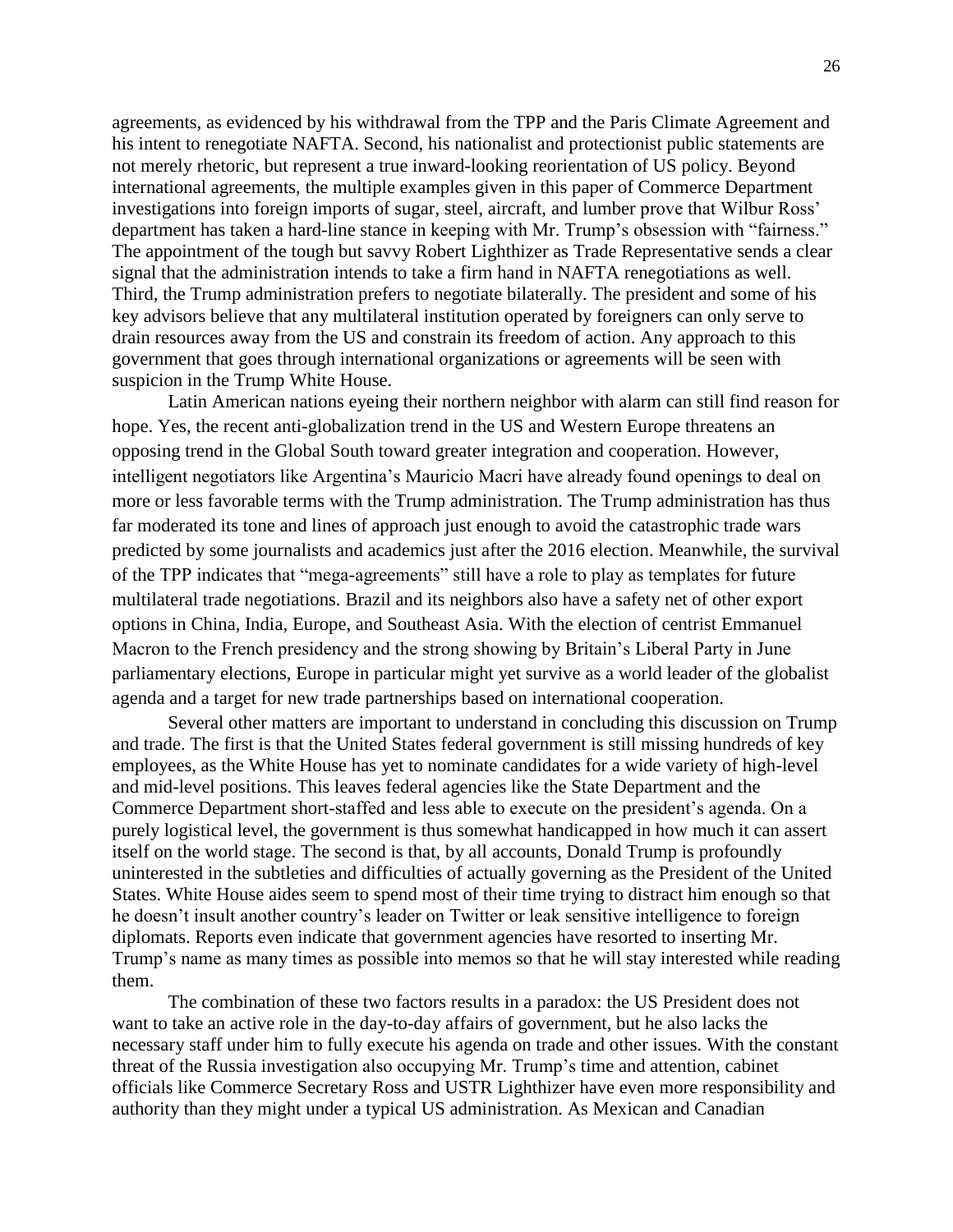agreements, as evidenced by his withdrawal from the TPP and the Paris Climate Agreement and his intent to renegotiate NAFTA. Second, his nationalist and protectionist public statements are not merely rhetoric, but represent a true inward-looking reorientation of US policy. Beyond international agreements, the multiple examples given in this paper of Commerce Department investigations into foreign imports of sugar, steel, aircraft, and lumber prove that Wilbur Ross' department has taken a hard-line stance in keeping with Mr. Trump's obsession with "fairness." The appointment of the tough but savvy Robert Lighthizer as Trade Representative sends a clear signal that the administration intends to take a firm hand in NAFTA renegotiations as well. Third, the Trump administration prefers to negotiate bilaterally. The president and some of his key advisors believe that any multilateral institution operated by foreigners can only serve to drain resources away from the US and constrain its freedom of action. Any approach to this government that goes through international organizations or agreements will be seen with suspicion in the Trump White House.

Latin American nations eyeing their northern neighbor with alarm can still find reason for hope. Yes, the recent anti-globalization trend in the US and Western Europe threatens an opposing trend in the Global South toward greater integration and cooperation. However, intelligent negotiators like Argentina's Mauricio Macri have already found openings to deal on more or less favorable terms with the Trump administration. The Trump administration has thus far moderated its tone and lines of approach just enough to avoid the catastrophic trade wars predicted by some journalists and academics just after the 2016 election. Meanwhile, the survival of the TPP indicates that "mega-agreements" still have a role to play as templates for future multilateral trade negotiations. Brazil and its neighbors also have a safety net of other export options in China, India, Europe, and Southeast Asia. With the election of centrist Emmanuel Macron to the French presidency and the strong showing by Britain's Liberal Party in June parliamentary elections, Europe in particular might yet survive as a world leader of the globalist agenda and a target for new trade partnerships based on international cooperation.

Several other matters are important to understand in concluding this discussion on Trump and trade. The first is that the United States federal government is still missing hundreds of key employees, as the White House has yet to nominate candidates for a wide variety of high-level and mid-level positions. This leaves federal agencies like the State Department and the Commerce Department short-staffed and less able to execute on the president's agenda. On a purely logistical level, the government is thus somewhat handicapped in how much it can assert itself on the world stage. The second is that, by all accounts, Donald Trump is profoundly uninterested in the subtleties and difficulties of actually governing as the President of the United States. White House aides seem to spend most of their time trying to distract him enough so that he doesn't insult another country's leader on Twitter or leak sensitive intelligence to foreign diplomats. Reports even indicate that government agencies have resorted to inserting Mr. Trump's name as many times as possible into memos so that he will stay interested while reading them.

The combination of these two factors results in a paradox: the US President does not want to take an active role in the day-to-day affairs of government, but he also lacks the necessary staff under him to fully execute his agenda on trade and other issues. With the constant threat of the Russia investigation also occupying Mr. Trump's time and attention, cabinet officials like Commerce Secretary Ross and USTR Lighthizer have even more responsibility and authority than they might under a typical US administration. As Mexican and Canadian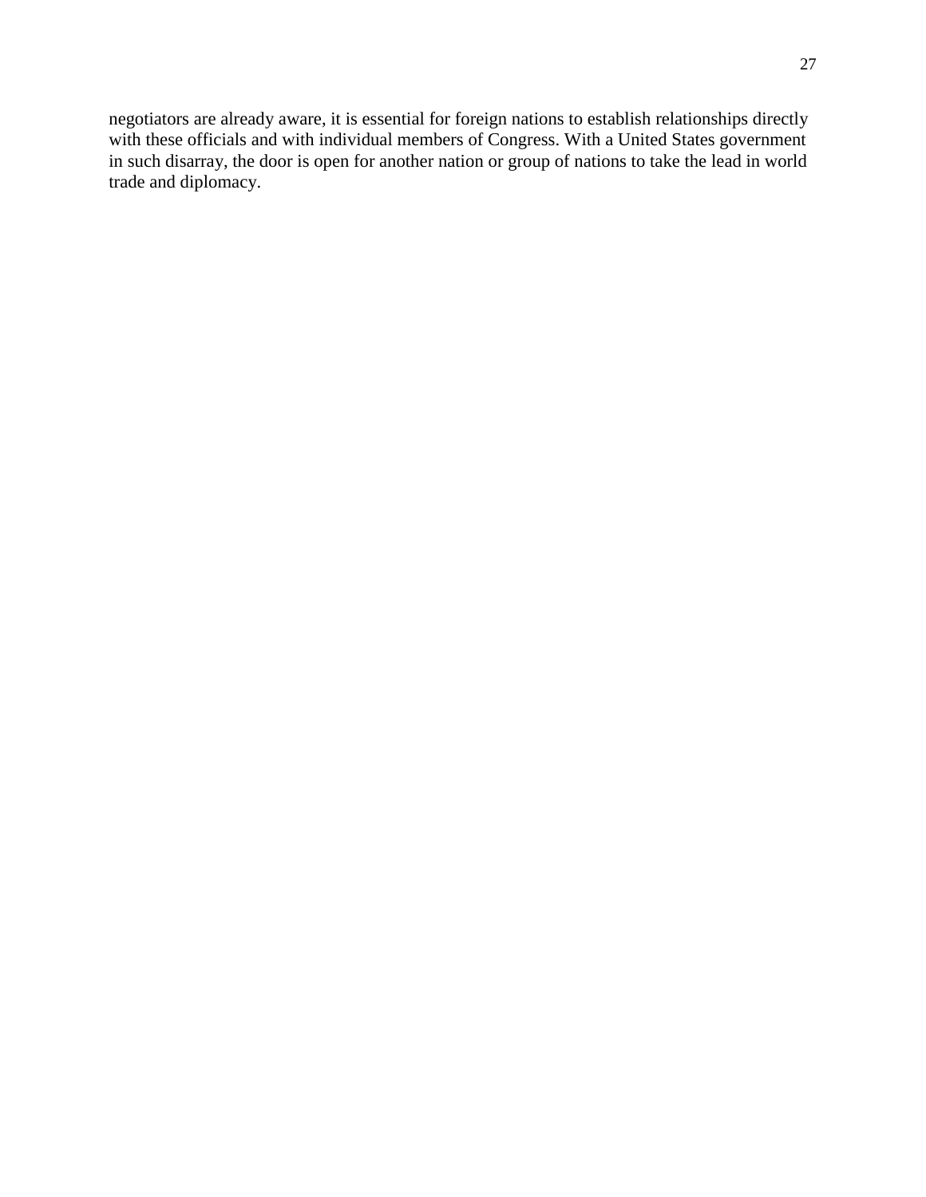negotiators are already aware, it is essential for foreign nations to establish relationships directly with these officials and with individual members of Congress. With a United States government in such disarray, the door is open for another nation or group of nations to take the lead in world trade and diplomacy.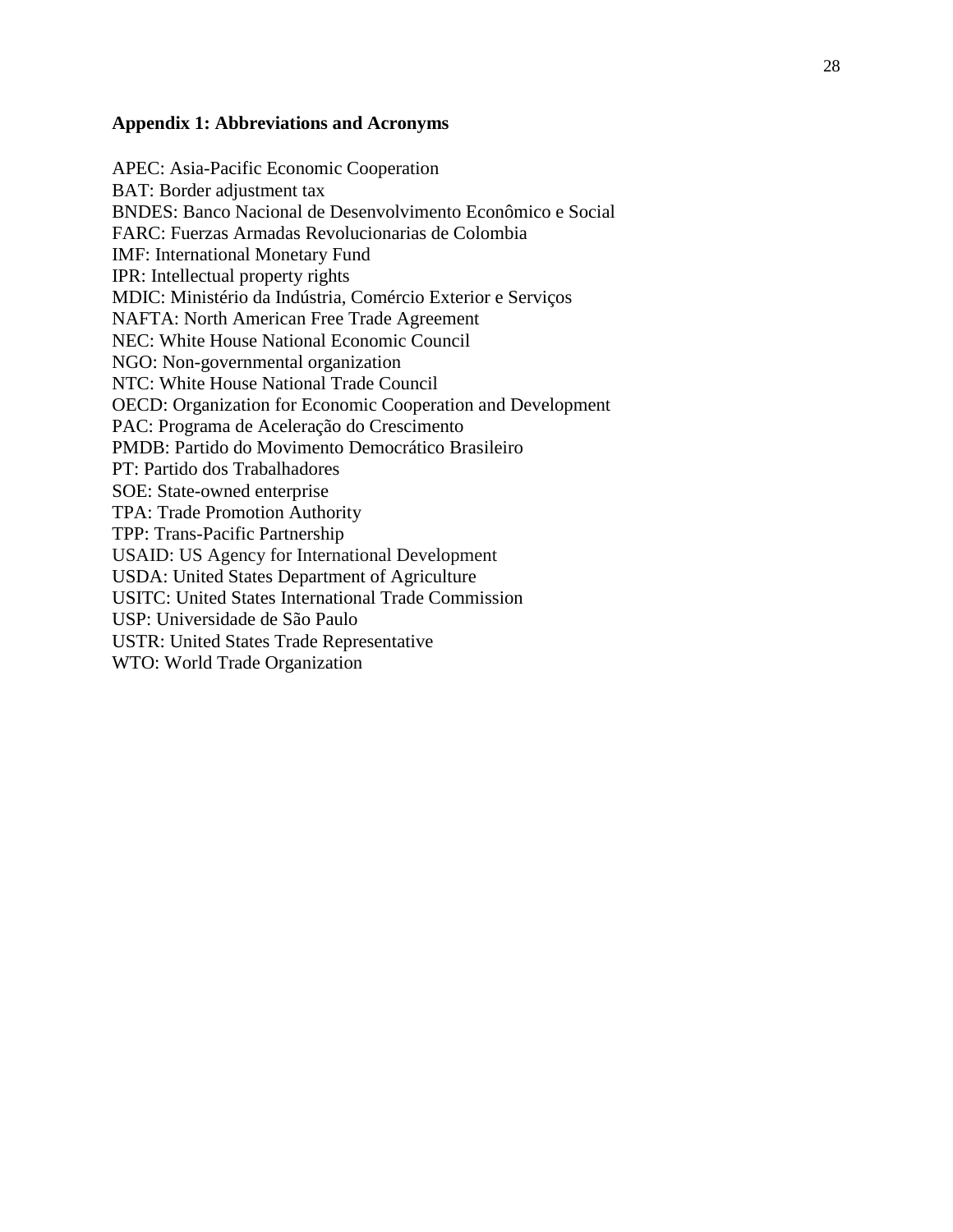## Appendix 1: Abbreviations and Acronyms

APEC: Asia-Pacific Economic Cooperation
BAT: Border adjustment tax
BNDES: Banco Nacional de Desenvolvimento Econômico e Social
FARC: Fuerzas Armadas Revolucionarias de Colombia
IMF: International Monetary Fund
IPR: Intellectual property rights
MDIC: Ministério da Indústria, Comércio Exterior e Serviços
NAFTA: North American Free Trade Agreement
NEC: White House National Economic Council
NGO: Non-governmental organization
NTC: White House National Trade Council
OECD: Organization for Economic Cooperation and Development
PAC: Programa de Aceleração do Crescimento
PMDB: Partido do Movimento Democrático Brasileiro
PT: Partido dos Trabalhadores
SOE: State-owned enterprise
TPA: Trade Promotion Authority
TPP: Trans-Pacific Partnership
USAID: US Agency for International Development
USDA: United States Department of Agriculture
USITC: United States International Trade Commission
USP: Universidade de São Paulo
USTR: United States Trade Representative
WTO: World Trade Organization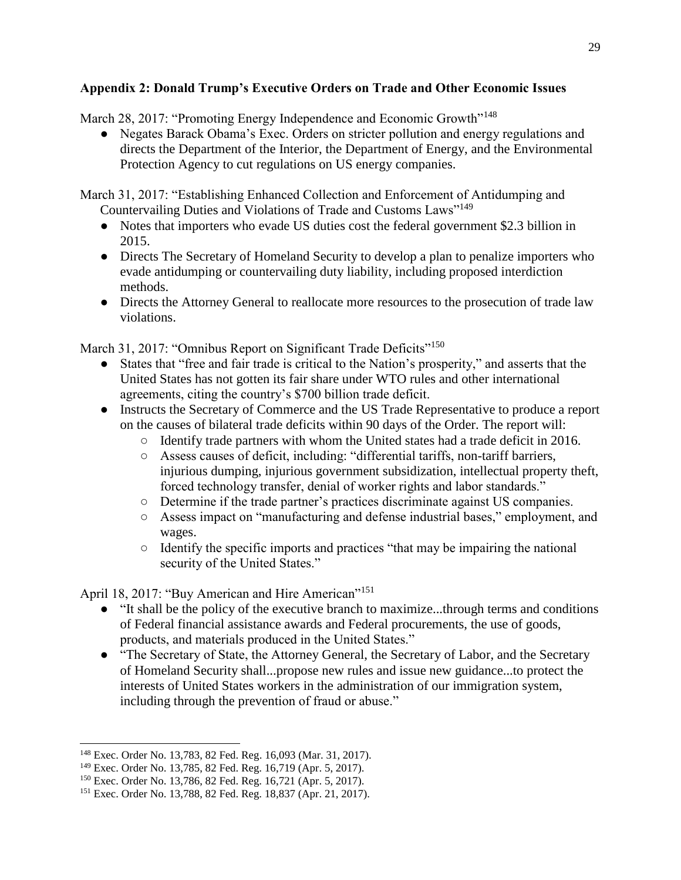## Appendix 2: Donald Trump's Executive Orders on Trade and Other Economic Issues

March 28, 2017: "Promoting Energy Independence and Economic Growth"[148]

- Negates Barack Obama's Exec. Orders on stricter pollution and energy regulations and directs the Department of the Interior, the Department of Energy, and the Environmental Protection Agency to cut regulations on US energy companies.

March 31, 2017: "Establishing Enhanced Collection and Enforcement of Antidumping and Countervailing Duties and Violations of Trade and Customs Laws"[149]

- Notes that importers who evade US duties cost the federal government $2.3 billion in 2015.
- Directs The Secretary of Homeland Security to develop a plan to penalize importers who evade antidumping or countervailing duty liability, including proposed interdiction methods.
- Directs the Attorney General to reallocate more resources to the prosecution of trade law violations.

March 31, 2017: "Omnibus Report on Significant Trade Deficits"[150]

- States that "free and fair trade is critical to the Nation's prosperity," and asserts that the United States has not gotten its fair share under WTO rules and other international agreements, citing the country's $700 billion trade deficit.
- Instructs the Secretary of Commerce and the US Trade Representative to produce a report on the causes of bilateral trade deficits within 90 days of the Order. The report will:
  - Identify trade partners with whom the United states had a trade deficit in 2016.
  - Assess causes of deficit, including: "differential tariffs, non-tariff barriers, injurious dumping, injurious government subsidization, intellectual property theft, forced technology transfer, denial of worker rights and labor standards."
  - Determine if the trade partner's practices discriminate against US companies.
  - Assess impact on "manufacturing and defense industrial bases," employment, and wages.
  - Identify the specific imports and practices "that may be impairing the national security of the United States."

April 18, 2017: "Buy American and Hire American"[151]

- "It shall be the policy of the executive branch to maximize...through terms and conditions of Federal financial assistance awards and Federal procurements, the use of goods, products, and materials produced in the United States."
- "The Secretary of State, the Attorney General, the Secretary of Labor, and the Secretary of Homeland Security shall...propose new rules and issue new guidance...to protect the interests of United States workers in the administration of our immigration system, including through the prevention of fraud or abuse."

---

[148] Exec. Order No. 13,783, 82 Fed. Reg. 16,093 (Mar. 31, 2017).

[149] Exec. Order No. 13,785, 82 Fed. Reg. 16,719 (Apr. 5, 2017).

[150] Exec. Order No. 13,786, 82 Fed. Reg. 16,721 (Apr. 5, 2017).

[151] Exec. Order No. 13,788, 82 Fed. Reg. 18,837 (Apr. 21, 2017).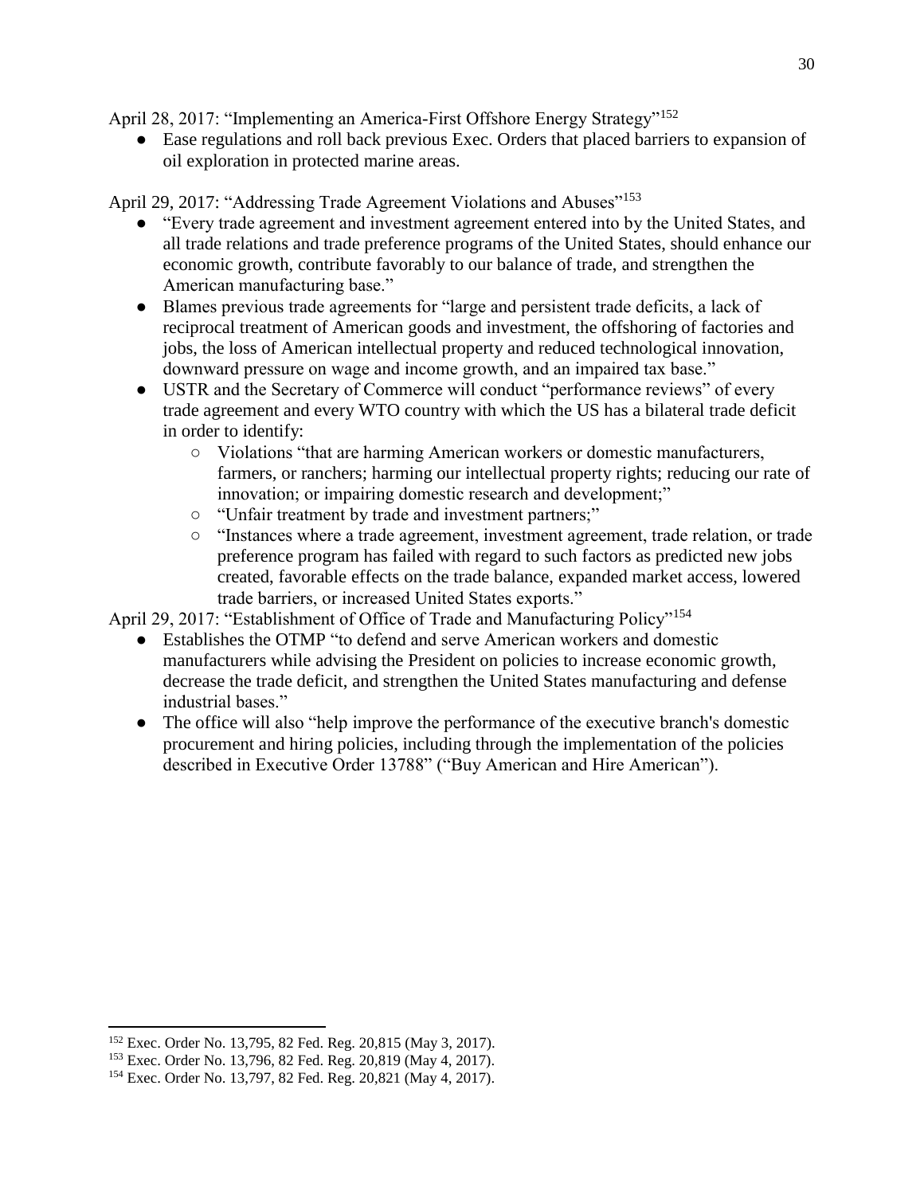April 28, 2017: "Implementing an America-First Offshore Energy Strategy"[152]

- Ease regulations and roll back previous Exec. Orders that placed barriers to expansion of oil exploration in protected marine areas.

April 29, 2017: "Addressing Trade Agreement Violations and Abuses"[153]

- "Every trade agreement and investment agreement entered into by the United States, and all trade relations and trade preference programs of the United States, should enhance our economic growth, contribute favorably to our balance of trade, and strengthen the American manufacturing base."
- Blames previous trade agreements for "large and persistent trade deficits, a lack of reciprocal treatment of American goods and investment, the offshoring of factories and jobs, the loss of American intellectual property and reduced technological innovation, downward pressure on wage and income growth, and an impaired tax base."
- USTR and the Secretary of Commerce will conduct "performance reviews" of every trade agreement and every WTO country with which the US has a bilateral trade deficit in order to identify:
    - Violations "that are harming American workers or domestic manufacturers, farmers, or ranchers; harming our intellectual property rights; reducing our rate of innovation; or impairing domestic research and development;"
    - "Unfair treatment by trade and investment partners;"
    - "Instances where a trade agreement, investment agreement, trade relation, or trade preference program has failed with regard to such factors as predicted new jobs created, favorable effects on the trade balance, expanded market access, lowered trade barriers, or increased United States exports."

April 29, 2017: "Establishment of Office of Trade and Manufacturing Policy"[154]

- Establishes the OTMP "to defend and serve American workers and domestic manufacturers while advising the President on policies to increase economic growth, decrease the trade deficit, and strengthen the United States manufacturing and defense industrial bases."
- The office will also "help improve the performance of the executive branch's domestic procurement and hiring policies, including through the implementation of the policies described in Executive Order 13788" ("Buy American and Hire American").

---

[152] Exec. Order No. 13,795, 82 Fed. Reg. 20,815 (May 3, 2017).

[153] Exec. Order No. 13,796, 82 Fed. Reg. 20,819 (May 4, 2017).

[154] Exec. Order No. 13,797, 82 Fed. Reg. 20,821 (May 4, 2017).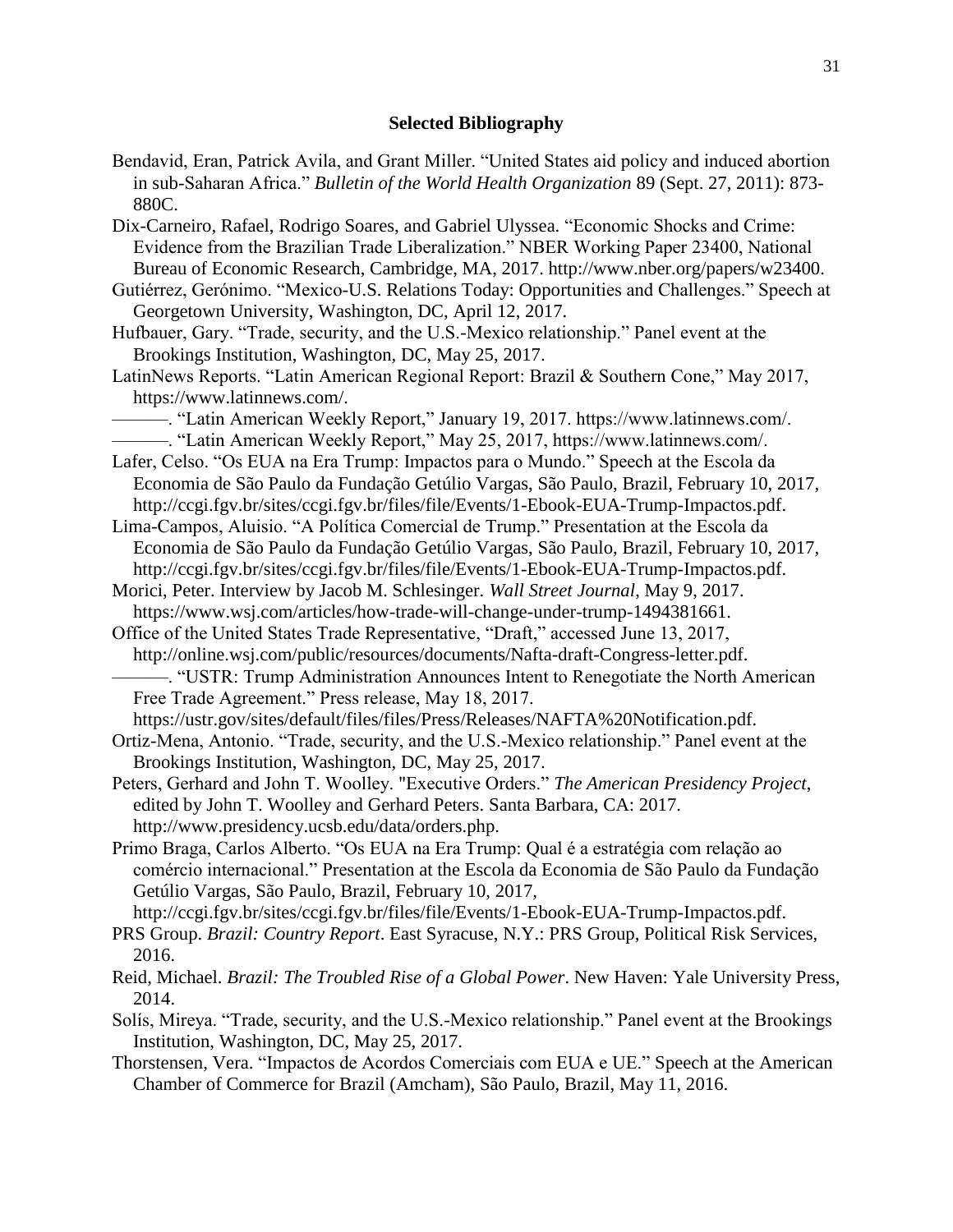## Selected Bibliography

Bendavid, Eran, Patrick Avila, and Grant Miller. "United States aid policy and induced abortion in sub-Saharan Africa." *Bulletin of the World Health Organization* 89 (Sept. 27, 2011): 873-880C.

Dix-Carneiro, Rafael, Rodrigo Soares, and Gabriel Ulyssea. "Economic Shocks and Crime: Evidence from the Brazilian Trade Liberalization." NBER Working Paper 23400, National Bureau of Economic Research, Cambridge, MA, 2017. http://www.nber.org/papers/w23400.

Gutiérrez, Gerónimo. "Mexico-U.S. Relations Today: Opportunities and Challenges." Speech at Georgetown University, Washington, DC, April 12, 2017.

Hufbauer, Gary. "Trade, security, and the U.S.-Mexico relationship." Panel event at the Brookings Institution, Washington, DC, May 25, 2017.

LatinNews Reports. "Latin American Regional Report: Brazil & Southern Cone," May 2017, https://www.latinnews.com/.

———. "Latin American Weekly Report," January 19, 2017. https://www.latinnews.com/.

———. "Latin American Weekly Report," May 25, 2017, https://www.latinnews.com/.

Lafer, Celso. "Os EUA na Era Trump: Impactos para o Mundo." Speech at the Escola da Economia de São Paulo da Fundação Getúlio Vargas, São Paulo, Brazil, February 10, 2017, http://ccgi.fgv.br/sites/ccgi.fgv.br/files/file/Events/1-Ebook-EUA-Trump-Impactos.pdf.

Lima-Campos, Aluisio. "A Política Comercial de Trump." Presentation at the Escola da Economia de São Paulo da Fundação Getúlio Vargas, São Paulo, Brazil, February 10, 2017, http://ccgi.fgv.br/sites/ccgi.fgv.br/files/file/Events/1-Ebook-EUA-Trump-Impactos.pdf.

Morici, Peter. Interview by Jacob M. Schlesinger. *Wall Street Journal*, May 9, 2017. https://www.wsj.com/articles/how-trade-will-change-under-trump-1494381661.

Office of the United States Trade Representative, "Draft," accessed June 13, 2017, http://online.wsj.com/public/resources/documents/Nafta-draft-Congress-letter.pdf.

———. "USTR: Trump Administration Announces Intent to Renegotiate the North American Free Trade Agreement." Press release, May 18, 2017. https://ustr.gov/sites/default/files/files/Press/Releases/NAFTA%20Notification.pdf.

Ortiz-Mena, Antonio. "Trade, security, and the U.S.-Mexico relationship." Panel event at the Brookings Institution, Washington, DC, May 25, 2017.

Peters, Gerhard and John T. Woolley. "Executive Orders." *The American Presidency Project*, edited by John T. Woolley and Gerhard Peters. Santa Barbara, CA: 2017. http://www.presidency.ucsb.edu/data/orders.php.

Primo Braga, Carlos Alberto. "Os EUA na Era Trump: Qual é a estratégia com relação ao comércio internacional." Presentation at the Escola da Economia de São Paulo da Fundação Getúlio Vargas, São Paulo, Brazil, February 10, 2017, http://ccgi.fgv.br/sites/ccgi.fgv.br/files/file/Events/1-Ebook-EUA-Trump-Impactos.pdf.

PRS Group. *Brazil: Country Report*. East Syracuse, N.Y.: PRS Group, Political Risk Services, 2016.

Reid, Michael. *Brazil: The Troubled Rise of a Global Power*. New Haven: Yale University Press, 2014.

Solís, Mireya. "Trade, security, and the U.S.-Mexico relationship." Panel event at the Brookings Institution, Washington, DC, May 25, 2017.

Thorstensen, Vera. "Impactos de Acordos Comerciais com EUA e UE." Speech at the American Chamber of Commerce for Brazil (Amcham), São Paulo, Brazil, May 11, 2016.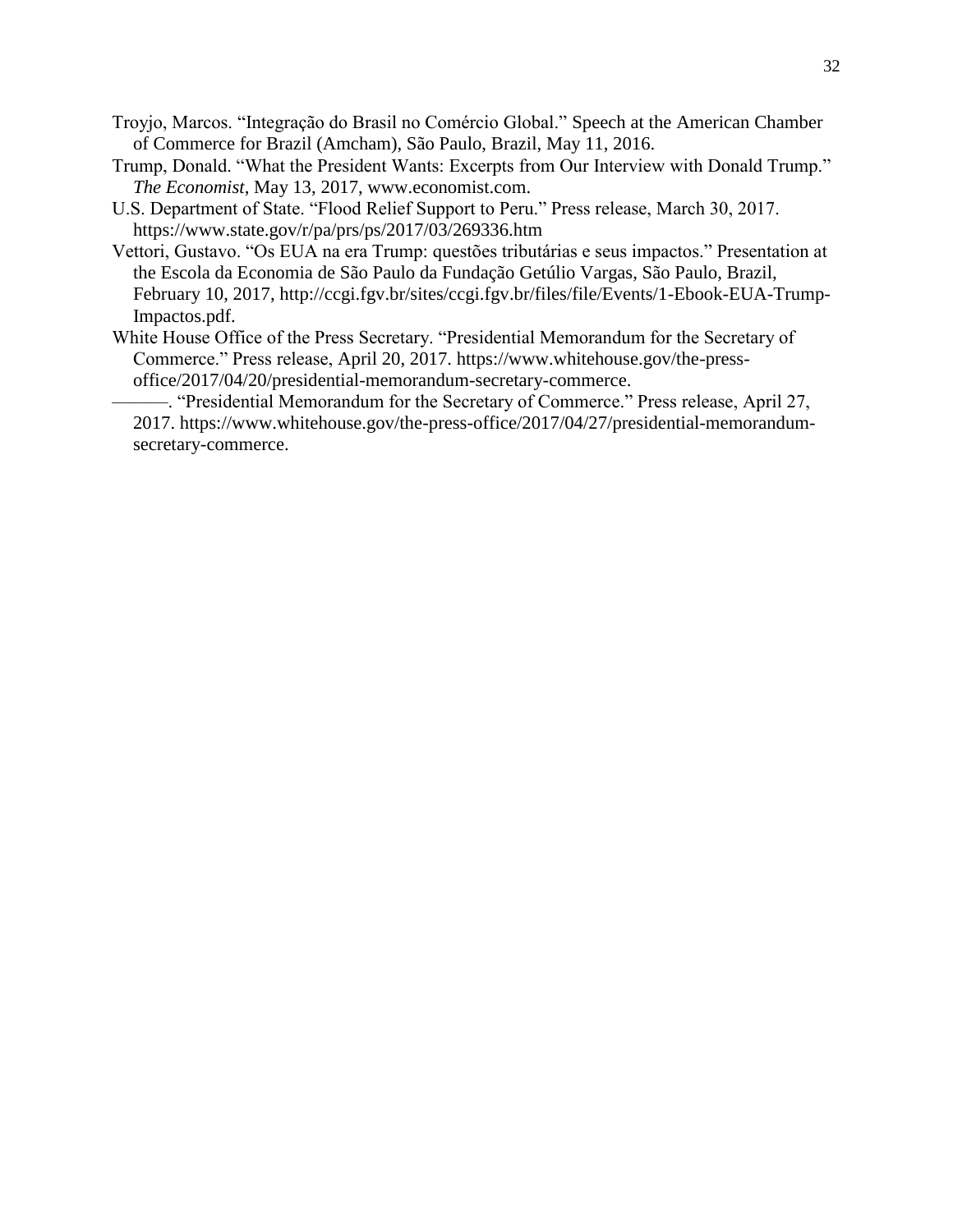Troyjo, Marcos. “Integração do Brasil no Comércio Global.” Speech at the American Chamber of Commerce for Brazil (Amcham), São Paulo, Brazil, May 11, 2016.

Trump, Donald. “What the President Wants: Excerpts from Our Interview with Donald Trump.” *The Economist*, May 13, 2017, www.economist.com.

U.S. Department of State. “Flood Relief Support to Peru.” Press release, March 30, 2017. https://www.state.gov/r/pa/prs/ps/2017/03/269336.htm

Vettori, Gustavo. “Os EUA na era Trump: questões tributárias e seus impactos.” Presentation at the Escola da Economia de São Paulo da Fundação Getúlio Vargas, São Paulo, Brazil, February 10, 2017, http://ccgi.fgv.br/sites/ccgi.fgv.br/files/file/Events/1-Ebook-EUA-Trump-Impactos.pdf.

White House Office of the Press Secretary. “Presidential Memorandum for the Secretary of Commerce.” Press release, April 20, 2017. https://www.whitehouse.gov/the-press-office/2017/04/20/presidential-memorandum-secretary-commerce.

———. “Presidential Memorandum for the Secretary of Commerce.” Press release, April 27, 2017. https://www.whitehouse.gov/the-press-office/2017/04/27/presidential-memorandum-secretary-commerce.